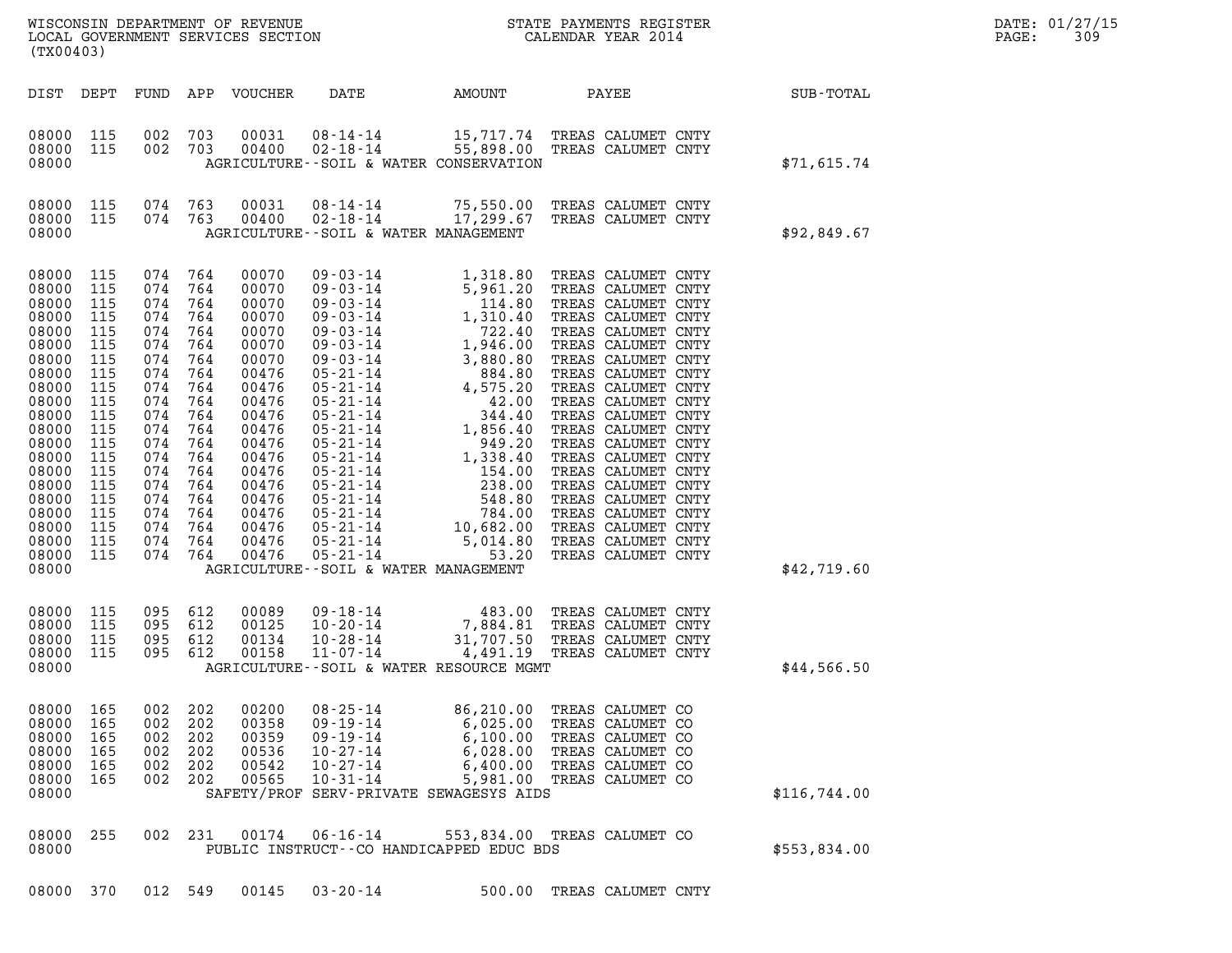WISCONSIN DEPARTMENT OF REVENUE
LOCAL GOVERNMENT SERVICES SECTION
(TX00403)

STATE PAYMENTS REGISTER
CALENDAR YEAR 2014

DATE: 01/27/15
PAGE: 309

| DIST | DEPT | FUND | APP | VOUCHER | DATE | AMOUNT | PAYEE | SUB-TOTAL |
|---|---|---|---|---|---|---|---|---|
| 08000 | 115 | 002 | 703 | 00031 | 08-14-14 | 15,717.74 | TREAS CALUMET CNTY | |
| 08000 | 115 | 002 | 703 | 00400 | 02-18-14 | 55,898.00 | TREAS CALUMET CNTY | |
| 08000 | | | | | | AGRICULTURE--SOIL & WATER CONSERVATION | | $71,615.74 |
| 08000 | 115 | 074 | 763 | 00031 | 08-14-14 | 75,550.00 | TREAS CALUMET CNTY | |
| 08000 | 115 | 074 | 763 | 00400 | 02-18-14 | 17,299.67 | TREAS CALUMET CNTY | |
| 08000 | | | | | | AGRICULTURE--SOIL & WATER MANAGEMENT | | $92,849.67 |
| 08000 | 115 | 074 | 764 | 00070 | 09-03-14 | 1,318.80 | TREAS CALUMET CNTY | |
| 08000 | 115 | 074 | 764 | 00070 | 09-03-14 | 5,961.20 | TREAS CALUMET CNTY | |
| 08000 | 115 | 074 | 764 | 00070 | 09-03-14 | 114.80 | TREAS CALUMET CNTY | |
| 08000 | 115 | 074 | 764 | 00070 | 09-03-14 | 1,310.40 | TREAS CALUMET CNTY | |
| 08000 | 115 | 074 | 764 | 00070 | 09-03-14 | 722.40 | TREAS CALUMET CNTY | |
| 08000 | 115 | 074 | 764 | 00070 | 09-03-14 | 1,946.00 | TREAS CALUMET CNTY | |
| 08000 | 115 | 074 | 764 | 00070 | 09-03-14 | 3,880.80 | TREAS CALUMET CNTY | |
| 08000 | 115 | 074 | 764 | 00476 | 05-21-14 | 884.80 | TREAS CALUMET CNTY | |
| 08000 | 115 | 074 | 764 | 00476 | 05-21-14 | 4,575.20 | TREAS CALUMET CNTY | |
| 08000 | 115 | 074 | 764 | 00476 | 05-21-14 | 42.00 | TREAS CALUMET CNTY | |
| 08000 | 115 | 074 | 764 | 00476 | 05-21-14 | 344.40 | TREAS CALUMET CNTY | |
| 08000 | 115 | 074 | 764 | 00476 | 05-21-14 | 1,856.40 | TREAS CALUMET CNTY | |
| 08000 | 115 | 074 | 764 | 00476 | 05-21-14 | 949.20 | TREAS CALUMET CNTY | |
| 08000 | 115 | 074 | 764 | 00476 | 05-21-14 | 1,338.40 | TREAS CALUMET CNTY | |
| 08000 | 115 | 074 | 764 | 00476 | 05-21-14 | 154.00 | TREAS CALUMET CNTY | |
| 08000 | 115 | 074 | 764 | 00476 | 05-21-14 | 238.00 | TREAS CALUMET CNTY | |
| 08000 | 115 | 074 | 764 | 00476 | 05-21-14 | 548.80 | TREAS CALUMET CNTY | |
| 08000 | 115 | 074 | 764 | 00476 | 05-21-14 | 784.00 | TREAS CALUMET CNTY | |
| 08000 | 115 | 074 | 764 | 00476 | 05-21-14 | 10,682.00 | TREAS CALUMET CNTY | |
| 08000 | 115 | 074 | 764 | 00476 | 05-21-14 | 5,014.80 | TREAS CALUMET CNTY | |
| 08000 | 115 | 074 | 764 | 00476 | 05-21-14 | 53.20 | TREAS CALUMET CNTY | |
| 08000 | | | | | | AGRICULTURE--SOIL & WATER MANAGEMENT | | $42,719.60 |
| 08000 | 115 | 095 | 612 | 00089 | 09-18-14 | 483.00 | TREAS CALUMET CNTY | |
| 08000 | 115 | 095 | 612 | 00125 | 10-20-14 | 7,884.81 | TREAS CALUMET CNTY | |
| 08000 | 115 | 095 | 612 | 00134 | 10-28-14 | 31,707.50 | TREAS CALUMET CNTY | |
| 08000 | 115 | 095 | 612 | 00158 | 11-07-14 | 4,491.19 | TREAS CALUMET CNTY | |
| 08000 | | | | | | AGRICULTURE--SOIL & WATER RESOURCE MGMT | | $44,566.50 |
| 08000 | 165 | 002 | 202 | 00200 | 08-25-14 | 86,210.00 | TREAS CALUMET CO | |
| 08000 | 165 | 002 | 202 | 00358 | 09-19-14 | 6,025.00 | TREAS CALUMET CO | |
| 08000 | 165 | 002 | 202 | 00359 | 09-19-14 | 6,100.00 | TREAS CALUMET CO | |
| 08000 | 165 | 002 | 202 | 00536 | 10-27-14 | 6,028.00 | TREAS CALUMET CO | |
| 08000 | 165 | 002 | 202 | 00542 | 10-27-14 | 6,400.00 | TREAS CALUMET CO | |
| 08000 | 165 | 002 | 202 | 00565 | 10-31-14 | 5,981.00 | TREAS CALUMET CO | |
| 08000 | | | | | | SAFETY/PROF SERV-PRIVATE SEWAGESYS AIDS | | $116,744.00 |
| 08000 | 255 | 002 | 231 | 00174 | 06-16-14 | 553,834.00 | TREAS CALUMET CO | |
| 08000 | | | | | | PUBLIC INSTRUCT--CO HANDICAPPED EDUC BDS | | $553,834.00 |
| 08000 | 370 | 012 | 549 | 00145 | 03-20-14 | 500.00 | TREAS CALUMET CNTY | |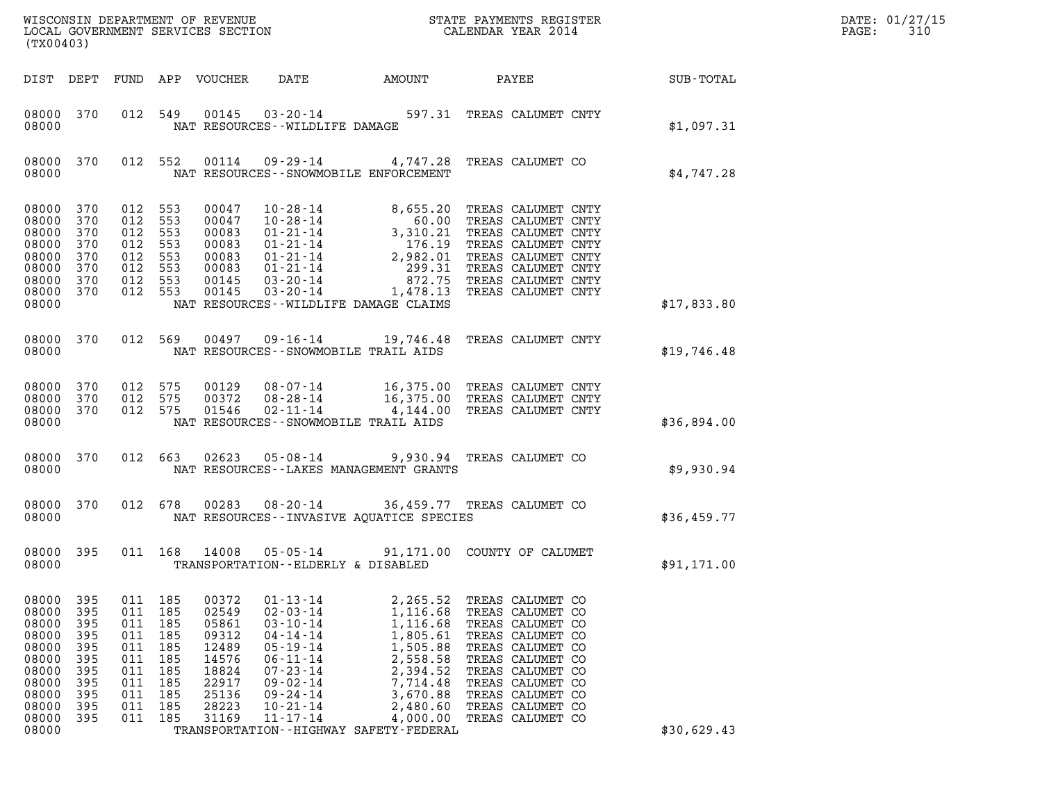| DIST | DEPT | FUND | APP | VOUCHER | DATE | AMOUNT | PAYEE | SUB-TOTAL |
|---|---|---|---|---|---|---|---|---|
| 08000 | 370 | 012 | 549 | 00145 | 03-20-14 | 597.31 | TREAS CALUMET CNTY | |
| 08000 | | | | NAT RESOURCES--WILDLIFE DAMAGE | | | | $1,097.31 |
| 08000 | 370 | 012 | 552 | 00114 | 09-29-14 | 4,747.28 | TREAS CALUMET CO | |
| 08000 | | | | NAT RESOURCES--SNOWMOBILE ENFORCEMENT | | | | $4,747.28 |
| 08000 | 370 | 012 | 553 | 00047 | 10-28-14 | 8,655.20 | TREAS CALUMET CNTY | |
| 08000 | 370 | 012 | 553 | 00047 | 10-28-14 | 60.00 | TREAS CALUMET CNTY | |
| 08000 | 370 | 012 | 553 | 00083 | 01-21-14 | 3,310.21 | TREAS CALUMET CNTY | |
| 08000 | 370 | 012 | 553 | 00083 | 01-21-14 | 176.19 | TREAS CALUMET CNTY | |
| 08000 | 370 | 012 | 553 | 00083 | 01-21-14 | 2,982.01 | TREAS CALUMET CNTY | |
| 08000 | 370 | 012 | 553 | 00083 | 01-21-14 | 299.31 | TREAS CALUMET CNTY | |
| 08000 | 370 | 012 | 553 | 00145 | 03-20-14 | 872.75 | TREAS CALUMET CNTY | |
| 08000 | 370 | 012 | 553 | 00145 | 03-20-14 | 1,478.13 | TREAS CALUMET CNTY | |
| 08000 | | | | NAT RESOURCES--WILDLIFE DAMAGE CLAIMS | | | | $17,833.80 |
| 08000 | 370 | 012 | 569 | 00497 | 09-16-14 | 19,746.48 | TREAS CALUMET CNTY | |
| 08000 | | | | NAT RESOURCES--SNOWMOBILE TRAIL AIDS | | | | $19,746.48 |
| 08000 | 370 | 012 | 575 | 00129 | 08-07-14 | 16,375.00 | TREAS CALUMET CNTY | |
| 08000 | 370 | 012 | 575 | 00372 | 08-28-14 | 16,375.00 | TREAS CALUMET CNTY | |
| 08000 | 370 | 012 | 575 | 01546 | 02-11-14 | 4,144.00 | TREAS CALUMET CNTY | |
| 08000 | | | | NAT RESOURCES--SNOWMOBILE TRAIL AIDS | | | | $36,894.00 |
| 08000 | 370 | 012 | 663 | 02623 | 05-08-14 | 9,930.94 | TREAS CALUMET CO | |
| 08000 | | | | NAT RESOURCES--LAKES MANAGEMENT GRANTS | | | | $9,930.94 |
| 08000 | 370 | 012 | 678 | 00283 | 08-20-14 | 36,459.77 | TREAS CALUMET CO | |
| 08000 | | | | NAT RESOURCES--INVASIVE AQUATICE SPECIES | | | | $36,459.77 |
| 08000 | 395 | 011 | 168 | 14008 | 05-05-14 | 91,171.00 | COUNTY OF CALUMET | |
| 08000 | | | | TRANSPORTATION--ELDERLY & DISABLED | | | | $91,171.00 |
| 08000 | 395 | 011 | 185 | 00372 | 01-13-14 | 2,265.52 | TREAS CALUMET CO | |
| 08000 | 395 | 011 | 185 | 02549 | 02-03-14 | 1,116.68 | TREAS CALUMET CO | |
| 08000 | 395 | 011 | 185 | 05861 | 03-10-14 | 1,116.68 | TREAS CALUMET CO | |
| 08000 | 395 | 011 | 185 | 09312 | 04-14-14 | 1,805.61 | TREAS CALUMET CO | |
| 08000 | 395 | 011 | 185 | 12489 | 05-19-14 | 1,505.88 | TREAS CALUMET CO | |
| 08000 | 395 | 011 | 185 | 14576 | 06-11-14 | 2,558.58 | TREAS CALUMET CO | |
| 08000 | 395 | 011 | 185 | 18824 | 07-23-14 | 2,394.52 | TREAS CALUMET CO | |
| 08000 | 395 | 011 | 185 | 22917 | 09-02-14 | 7,714.48 | TREAS CALUMET CO | |
| 08000 | 395 | 011 | 185 | 25136 | 09-24-14 | 3,670.88 | TREAS CALUMET CO | |
| 08000 | 395 | 011 | 185 | 28223 | 10-21-14 | 2,480.60 | TREAS CALUMET CO | |
| 08000 | 395 | 011 | 185 | 31169 | 11-17-14 | 4,000.00 | TREAS CALUMET CO | |
| 08000 | | | | TRANSPORTATION--HIGHWAY SAFETY-FEDERAL | | | | $30,629.43 |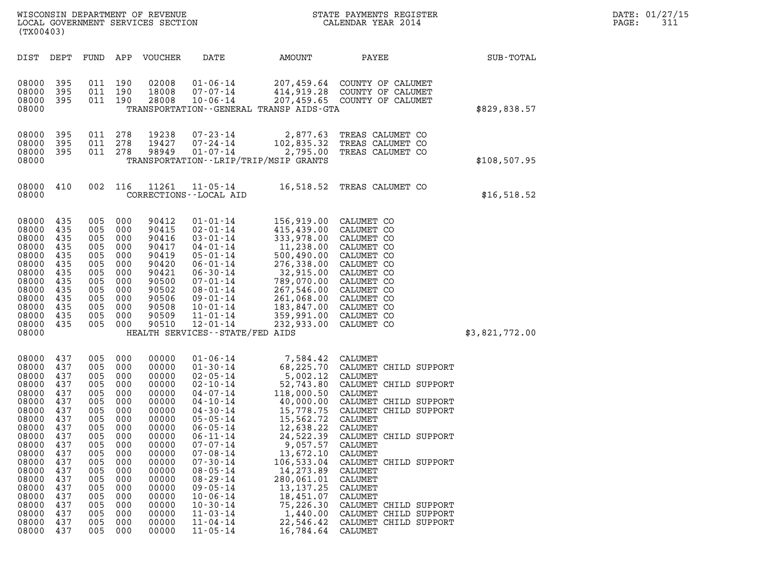WISCONSIN DEPARTMENT OF REVENUE
LOCAL GOVERNMENT SERVICES SECTION
(TX00403)

STATE PAYMENTS REGISTER
CALENDAR YEAR 2014

DATE: 01/27/15

| DIST | DEPT | FUND | APP | VOUCHER | DATE | AMOUNT | PAYEE | SUB-TOTAL |
|---|---|---|---|---|---|---|---|---|
| 08000 | 395 | 011 | 190 | 02008 | 01-06-14 | 207,459.64 | COUNTY OF CALUMET | |
| 08000 | 395 | 011 | 190 | 18008 | 07-07-14 | 414,919.28 | COUNTY OF CALUMET | |
| 08000 | 395 | 011 | 190 | 28008 | 10-06-14 | 207,459.65 | COUNTY OF CALUMET | |
| 08000 | | | | | TRANSPORTATION--GENERAL TRANSP AIDS-GTA | | | $829,838.57 |
| 08000 | 395 | 011 | 278 | 19238 | 07-23-14 | 2,877.63 | TREAS CALUMET CO | |
| 08000 | 395 | 011 | 278 | 19427 | 07-24-14 | 102,835.32 | TREAS CALUMET CO | |
| 08000 | 395 | 011 | 278 | 98949 | 01-07-14 | 2,795.00 | TREAS CALUMET CO | |
| 08000 | | | | | TRANSPORTATION--LRIP/TRIP/MSIP GRANTS | | | $108,507.95 |
| 08000 | 410 | 002 | 116 | 11261 | 11-05-14 | 16,518.52 | TREAS CALUMET CO | |
| 08000 | | | | | CORRECTIONS--LOCAL AID | | | $16,518.52 |
| 08000 | 435 | 005 | 000 | 90412 | 01-01-14 | 156,919.00 | CALUMET CO | |
| 08000 | 435 | 005 | 000 | 90415 | 02-01-14 | 415,439.00 | CALUMET CO | |
| 08000 | 435 | 005 | 000 | 90416 | 03-01-14 | 333,978.00 | CALUMET CO | |
| 08000 | 435 | 005 | 000 | 90417 | 04-01-14 | 11,238.00 | CALUMET CO | |
| 08000 | 435 | 005 | 000 | 90419 | 05-01-14 | 500,490.00 | CALUMET CO | |
| 08000 | 435 | 005 | 000 | 90420 | 06-01-14 | 276,338.00 | CALUMET CO | |
| 08000 | 435 | 005 | 000 | 90421 | 06-30-14 | 32,915.00 | CALUMET CO | |
| 08000 | 435 | 005 | 000 | 90500 | 07-01-14 | 789,070.00 | CALUMET CO | |
| 08000 | 435 | 005 | 000 | 90502 | 08-01-14 | 267,546.00 | CALUMET CO | |
| 08000 | 435 | 005 | 000 | 90506 | 09-01-14 | 261,068.00 | CALUMET CO | |
| 08000 | 435 | 005 | 000 | 90508 | 10-01-14 | 183,847.00 | CALUMET CO | |
| 08000 | 435 | 005 | 000 | 90509 | 11-01-14 | 359,991.00 | CALUMET CO | |
| 08000 | 435 | 005 | 000 | 90510 | 12-01-14 | 232,933.00 | CALUMET CO | |
| 08000 | | | | | HEALTH SERVICES--STATE/FED AIDS | | | $3,821,772.00 |
| 08000 | 437 | 005 | 000 | 00000 | 01-06-14 | 7,584.42 | CALUMET | |
| 08000 | 437 | 005 | 000 | 00000 | 01-30-14 | 68,225.70 | CALUMET CHILD SUPPORT | |
| 08000 | 437 | 005 | 000 | 00000 | 02-05-14 | 5,002.12 | CALUMET | |
| 08000 | 437 | 005 | 000 | 00000 | 02-10-14 | 52,743.80 | CALUMET CHILD SUPPORT | |
| 08000 | 437 | 005 | 000 | 00000 | 04-07-14 | 118,000.50 | CALUMET | |
| 08000 | 437 | 005 | 000 | 00000 | 04-10-14 | 40,000.00 | CALUMET CHILD SUPPORT | |
| 08000 | 437 | 005 | 000 | 00000 | 04-30-14 | 15,778.75 | CALUMET CHILD SUPPORT | |
| 08000 | 437 | 005 | 000 | 00000 | 05-05-14 | 15,562.72 | CALUMET | |
| 08000 | 437 | 005 | 000 | 00000 | 06-05-14 | 12,638.22 | CALUMET | |
| 08000 | 437 | 005 | 000 | 00000 | 06-11-14 | 24,522.39 | CALUMET CHILD SUPPORT | |
| 08000 | 437 | 005 | 000 | 00000 | 07-07-14 | 9,057.57 | CALUMET | |
| 08000 | 437 | 005 | 000 | 00000 | 07-08-14 | 13,672.10 | CALUMET | |
| 08000 | 437 | 005 | 000 | 00000 | 07-30-14 | 106,533.04 | CALUMET CHILD SUPPORT | |
| 08000 | 437 | 005 | 000 | 00000 | 08-05-14 | 14,273.89 | CALUMET | |
| 08000 | 437 | 005 | 000 | 00000 | 08-29-14 | 280,061.01 | CALUMET | |
| 08000 | 437 | 005 | 000 | 00000 | 09-05-14 | 13,137.25 | CALUMET | |
| 08000 | 437 | 005 | 000 | 00000 | 10-06-14 | 18,451.07 | CALUMET | |
| 08000 | 437 | 005 | 000 | 00000 | 10-30-14 | 75,226.30 | CALUMET CHILD SUPPORT | |
| 08000 | 437 | 005 | 000 | 00000 | 11-03-14 | 1,440.00 | CALUMET CHILD SUPPORT | |
| 08000 | 437 | 005 | 000 | 00000 | 11-04-14 | 22,546.42 | CALUMET CHILD SUPPORT | |
| 08000 | 437 | 005 | 000 | 00000 | 11-05-14 | 16,784.64 | CALUMET | |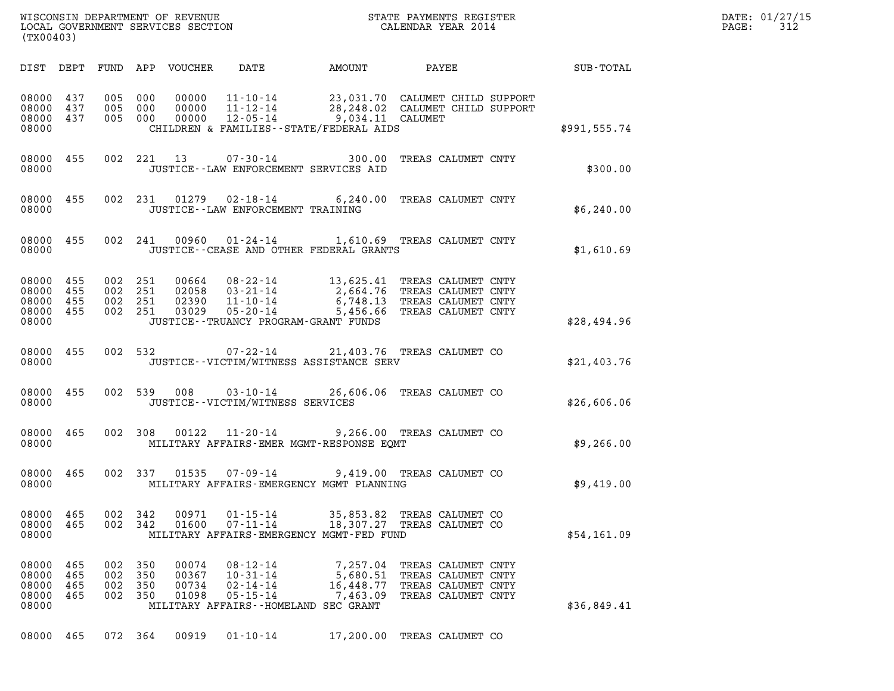WISCONSIN DEPARTMENT OF REVENUE
LOCAL GOVERNMENT SERVICES SECTION
(TX00403)

STATE PAYMENTS REGISTER
CALENDAR YEAR 2014

DATE: 01/27/15

| DIST | DEPT | FUND | APP | VOUCHER | DATE | AMOUNT | PAYEE | SUB-TOTAL |
|---|---|---|---|---|---|---|---|---|
| 08000 | 437 | 005 | 000 | 00000 | 11-10-14 | 23,031.70 | CALUMET CHILD SUPPORT | |
| 08000 | 437 | 005 | 000 | 00000 | 11-12-14 | 28,248.02 | CALUMET CHILD SUPPORT | |
| 08000 | 437 | 005 | 000 | 00000 | 12-05-14 | 9,034.11 | CALUMET | |
| 08000 | | | | | CHILDREN & FAMILIES--STATE/FEDERAL AIDS | | | $991,555.74 |
| 08000 | 455 | 002 | 221 | 13 | 07-30-14 | 300.00 | TREAS CALUMET CNTY | |
| 08000 | | | | | JUSTICE--LAW ENFORCEMENT SERVICES AID | | | $300.00 |
| 08000 | 455 | 002 | 231 | 01279 | 02-18-14 | 6,240.00 | TREAS CALUMET CNTY | |
| 08000 | | | | | JUSTICE--LAW ENFORCEMENT TRAINING | | | $6,240.00 |
| 08000 | 455 | 002 | 241 | 00960 | 01-24-14 | 1,610.69 | TREAS CALUMET CNTY | |
| 08000 | | | | | JUSTICE--CEASE AND OTHER FEDERAL GRANTS | | | $1,610.69 |
| 08000 | 455 | 002 | 251 | 00664 | 08-22-14 | 13,625.41 | TREAS CALUMET CNTY | |
| 08000 | 455 | 002 | 251 | 02058 | 03-21-14 | 2,664.76 | TREAS CALUMET CNTY | |
| 08000 | 455 | 002 | 251 | 02390 | 11-10-14 | 6,748.13 | TREAS CALUMET CNTY | |
| 08000 | 455 | 002 | 251 | 03029 | 05-20-14 | 5,456.66 | TREAS CALUMET CNTY | |
| 08000 | | | | | JUSTICE--TRUANCY PROGRAM-GRANT FUNDS | | | $28,494.96 |
| 08000 | 455 | 002 | 532 | | 07-22-14 | 21,403.76 | TREAS CALUMET CO | |
| 08000 | | | | | JUSTICE--VICTIM/WITNESS ASSISTANCE SERV | | | $21,403.76 |
| 08000 | 455 | 002 | 539 | 008 | 03-10-14 | 26,606.06 | TREAS CALUMET CO | |
| 08000 | | | | | JUSTICE--VICTIM/WITNESS SERVICES | | | $26,606.06 |
| 08000 | 465 | 002 | 308 | 00122 | 11-20-14 | 9,266.00 | TREAS CALUMET CO | |
| 08000 | | | | | MILITARY AFFAIRS-EMER MGMT-RESPONSE EQMT | | | $9,266.00 |
| 08000 | 465 | 002 | 337 | 01535 | 07-09-14 | 9,419.00 | TREAS CALUMET CO | |
| 08000 | | | | | MILITARY AFFAIRS-EMERGENCY MGMT PLANNING | | | $9,419.00 |
| 08000 | 465 | 002 | 342 | 00971 | 01-15-14 | 35,853.82 | TREAS CALUMET CO | |
| 08000 | 465 | 002 | 342 | 01600 | 07-11-14 | 18,307.27 | TREAS CALUMET CO | |
| 08000 | | | | | MILITARY AFFAIRS-EMERGENCY MGMT-FED FUND | | | $54,161.09 |
| 08000 | 465 | 002 | 350 | 00074 | 08-12-14 | 7,257.04 | TREAS CALUMET CNTY | |
| 08000 | 465 | 002 | 350 | 00367 | 10-31-14 | 5,680.51 | TREAS CALUMET CNTY | |
| 08000 | 465 | 002 | 350 | 00734 | 02-14-14 | 16,448.77 | TREAS CALUMET CNTY | |
| 08000 | 465 | 002 | 350 | 01098 | 05-15-14 | 7,463.09 | TREAS CALUMET CNTY | |
| 08000 | | | | | MILITARY AFFAIRS--HOMELAND SEC GRANT | | | $36,849.41 |
| 08000 | 465 | 072 | 364 | 00919 | 01-10-14 | 17,200.00 | TREAS CALUMET CO | |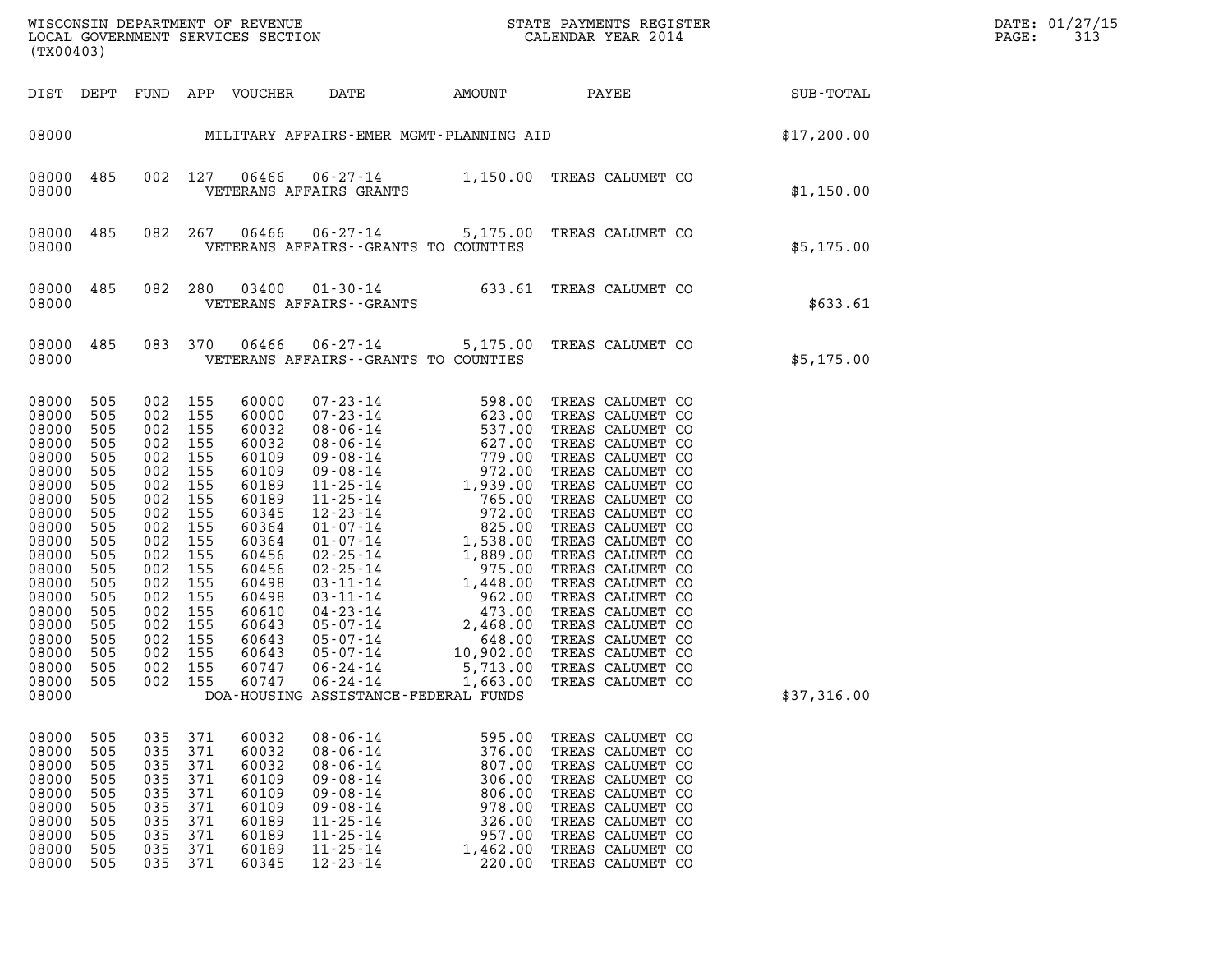WISCONSIN DEPARTMENT OF REVENUE
LOCAL GOVERNMENT SERVICES SECTION
(TX00403)

STATE PAYMENTS REGISTER
CALENDAR YEAR 2014

DATE: 01/27/15
PAGE: 313

| DIST | DEPT | FUND | APP | VOUCHER | DATE | AMOUNT | PAYEE | SUB-TOTAL |
|---|---|---|---|---|---|---|---|---|
| 08000 | | | | | MILITARY AFFAIRS-EMER MGMT-PLANNING AID | | | $17,200.00 |
| 08000 | 485 | 002 | 127 | 06466 | 06-27-14 | 1,150.00 | TREAS CALUMET CO | |
| 08000 | | | | | VETERANS AFFAIRS GRANTS | | | $1,150.00 |
| 08000 | 485 | 082 | 267 | 06466 | 06-27-14 | 5,175.00 | TREAS CALUMET CO | |
| 08000 | | | | | VETERANS AFFAIRS--GRANTS TO COUNTIES | | | $5,175.00 |
| 08000 | 485 | 082 | 280 | 03400 | 01-30-14 | 633.61 | TREAS CALUMET CO | |
| 08000 | | | | | VETERANS AFFAIRS--GRANTS | | | $633.61 |
| 08000 | 485 | 083 | 370 | 06466 | 06-27-14 | 5,175.00 | TREAS CALUMET CO | |
| 08000 | | | | | VETERANS AFFAIRS--GRANTS TO COUNTIES | | | $5,175.00 |
| 08000 | 505 | 002 | 155 | 60000 | 07-23-14 | 598.00 | TREAS CALUMET CO | |
| 08000 | 505 | 002 | 155 | 60000 | 07-23-14 | 623.00 | TREAS CALUMET CO | |
| 08000 | 505 | 002 | 155 | 60032 | 08-06-14 | 537.00 | TREAS CALUMET CO | |
| 08000 | 505 | 002 | 155 | 60032 | 08-06-14 | 627.00 | TREAS CALUMET CO | |
| 08000 | 505 | 002 | 155 | 60109 | 09-08-14 | 779.00 | TREAS CALUMET CO | |
| 08000 | 505 | 002 | 155 | 60109 | 09-08-14 | 972.00 | TREAS CALUMET CO | |
| 08000 | 505 | 002 | 155 | 60189 | 11-25-14 | 1,939.00 | TREAS CALUMET CO | |
| 08000 | 505 | 002 | 155 | 60189 | 11-25-14 | 765.00 | TREAS CALUMET CO | |
| 08000 | 505 | 002 | 155 | 60345 | 12-23-14 | 972.00 | TREAS CALUMET CO | |
| 08000 | 505 | 002 | 155 | 60364 | 01-07-14 | 825.00 | TREAS CALUMET CO | |
| 08000 | 505 | 002 | 155 | 60364 | 01-07-14 | 1,538.00 | TREAS CALUMET CO | |
| 08000 | 505 | 002 | 155 | 60456 | 02-25-14 | 1,889.00 | TREAS CALUMET CO | |
| 08000 | 505 | 002 | 155 | 60456 | 02-25-14 | 975.00 | TREAS CALUMET CO | |
| 08000 | 505 | 002 | 155 | 60498 | 03-11-14 | 1,448.00 | TREAS CALUMET CO | |
| 08000 | 505 | 002 | 155 | 60498 | 03-11-14 | 962.00 | TREAS CALUMET CO | |
| 08000 | 505 | 002 | 155 | 60610 | 04-23-14 | 473.00 | TREAS CALUMET CO | |
| 08000 | 505 | 002 | 155 | 60643 | 05-07-14 | 2,468.00 | TREAS CALUMET CO | |
| 08000 | 505 | 002 | 155 | 60643 | 05-07-14 | 648.00 | TREAS CALUMET CO | |
| 08000 | 505 | 002 | 155 | 60643 | 05-07-14 | 10,902.00 | TREAS CALUMET CO | |
| 08000 | 505 | 002 | 155 | 60747 | 06-24-14 | 5,713.00 | TREAS CALUMET CO | |
| 08000 | 505 | 002 | 155 | 60747 | 06-24-14 | 1,663.00 | TREAS CALUMET CO | |
| 08000 | | | | | DOA-HOUSING ASSISTANCE-FEDERAL FUNDS | | | $37,316.00 |
| 08000 | 505 | 035 | 371 | 60032 | 08-06-14 | 595.00 | TREAS CALUMET CO | |
| 08000 | 505 | 035 | 371 | 60032 | 08-06-14 | 376.00 | TREAS CALUMET CO | |
| 08000 | 505 | 035 | 371 | 60032 | 08-06-14 | 807.00 | TREAS CALUMET CO | |
| 08000 | 505 | 035 | 371 | 60109 | 09-08-14 | 306.00 | TREAS CALUMET CO | |
| 08000 | 505 | 035 | 371 | 60109 | 09-08-14 | 806.00 | TREAS CALUMET CO | |
| 08000 | 505 | 035 | 371 | 60109 | 09-08-14 | 978.00 | TREAS CALUMET CO | |
| 08000 | 505 | 035 | 371 | 60189 | 11-25-14 | 326.00 | TREAS CALUMET CO | |
| 08000 | 505 | 035 | 371 | 60189 | 11-25-14 | 957.00 | TREAS CALUMET CO | |
| 08000 | 505 | 035 | 371 | 60189 | 11-25-14 | 1,462.00 | TREAS CALUMET CO | |
| 08000 | 505 | 035 | 371 | 60345 | 12-23-14 | 220.00 | TREAS CALUMET CO | |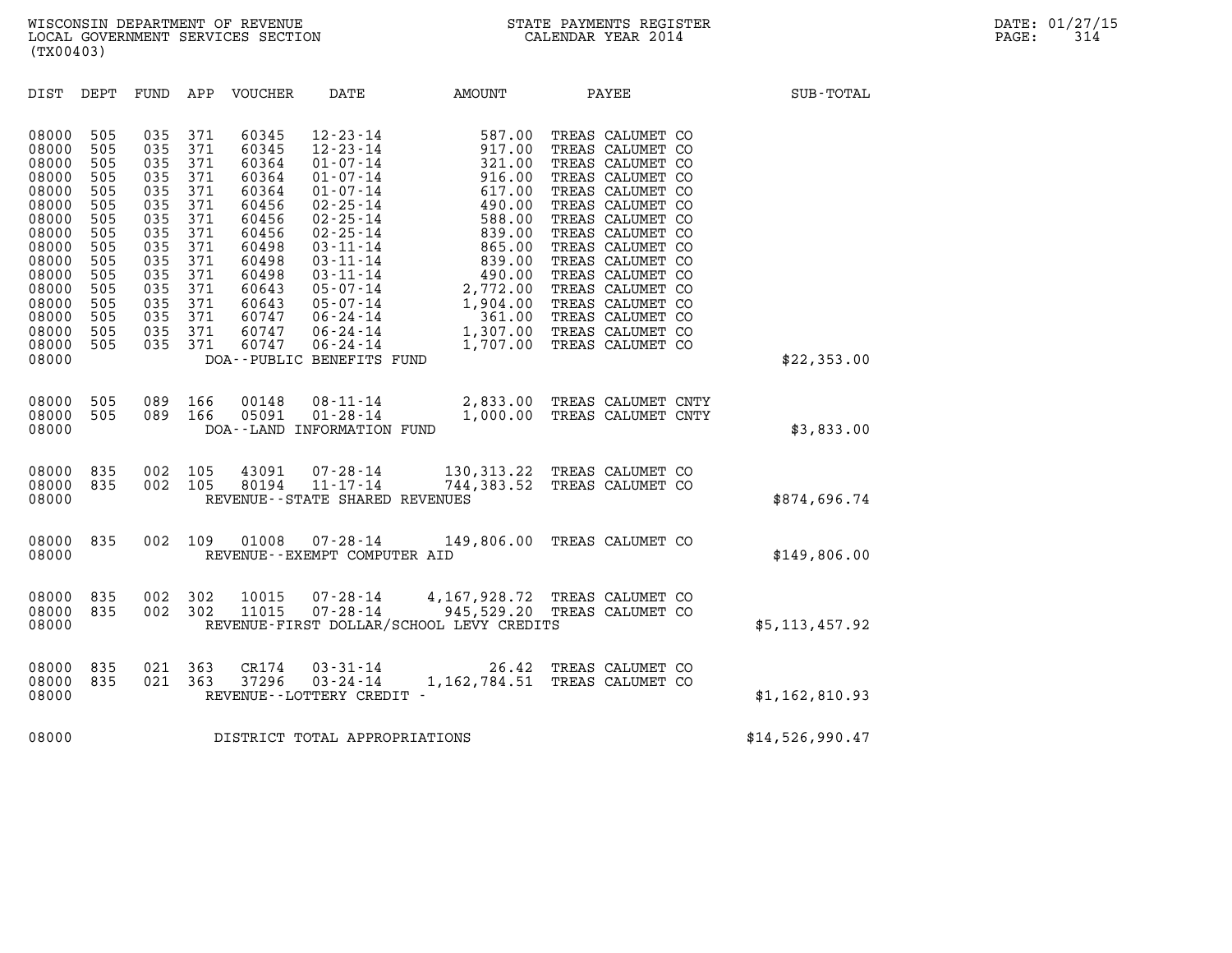WISCONSIN DEPARTMENT OF REVENUE
LOCAL GOVERNMENT SERVICES SECTION
(TX00403)

STATE PAYMENTS REGISTER
CALENDAR YEAR 2014

DATE: 01/27/15

| DIST | DEPT | FUND | APP | VOUCHER | DATE | AMOUNT | PAYEE | SUB-TOTAL |
|---|---|---|---|---|---|---|---|---|
| 08000 | 505 | 035 | 371 | 60345 | 12-23-14 | 587.00 | TREAS CALUMET CO | |
| 08000 | 505 | 035 | 371 | 60345 | 12-23-14 | 917.00 | TREAS CALUMET CO | |
| 08000 | 505 | 035 | 371 | 60364 | 01-07-14 | 321.00 | TREAS CALUMET CO | |
| 08000 | 505 | 035 | 371 | 60364 | 01-07-14 | 916.00 | TREAS CALUMET CO | |
| 08000 | 505 | 035 | 371 | 60364 | 01-07-14 | 617.00 | TREAS CALUMET CO | |
| 08000 | 505 | 035 | 371 | 60456 | 02-25-14 | 490.00 | TREAS CALUMET CO | |
| 08000 | 505 | 035 | 371 | 60456 | 02-25-14 | 588.00 | TREAS CALUMET CO | |
| 08000 | 505 | 035 | 371 | 60456 | 02-25-14 | 839.00 | TREAS CALUMET CO | |
| 08000 | 505 | 035 | 371 | 60498 | 03-11-14 | 865.00 | TREAS CALUMET CO | |
| 08000 | 505 | 035 | 371 | 60498 | 03-11-14 | 839.00 | TREAS CALUMET CO | |
| 08000 | 505 | 035 | 371 | 60498 | 03-11-14 | 490.00 | TREAS CALUMET CO | |
| 08000 | 505 | 035 | 371 | 60643 | 05-07-14 | 2,772.00 | TREAS CALUMET CO | |
| 08000 | 505 | 035 | 371 | 60643 | 05-07-14 | 1,904.00 | TREAS CALUMET CO | |
| 08000 | 505 | 035 | 371 | 60747 | 06-24-14 | 361.00 | TREAS CALUMET CO | |
| 08000 | 505 | 035 | 371 | 60747 | 06-24-14 | 1,307.00 | TREAS CALUMET CO | |
| 08000 | 505 | 035 | 371 | 60747 | 06-24-14 | 1,707.00 | TREAS CALUMET CO | |
| 08000 | | | | DOA--PUBLIC BENEFITS FUND | | | | $22,353.00 |
| 08000 | 505 | 089 | 166 | 00148 | 08-11-14 | 2,833.00 | TREAS CALUMET CNTY | |
| 08000 | 505 | 089 | 166 | 05091 | 01-28-14 | 1,000.00 | TREAS CALUMET CNTY | |
| 08000 | | | | DOA--LAND INFORMATION FUND | | | | $3,833.00 |
| 08000 | 835 | 002 | 105 | 43091 | 07-28-14 | 130,313.22 | TREAS CALUMET CO | |
| 08000 | 835 | 002 | 105 | 80194 | 11-17-14 | 744,383.52 | TREAS CALUMET CO | |
| 08000 | | | | REVENUE--STATE SHARED REVENUES | | | | $874,696.74 |
| 08000 | 835 | 002 | 109 | 01008 | 07-28-14 | 149,806.00 | TREAS CALUMET CO | |
| 08000 | | | | REVENUE--EXEMPT COMPUTER AID | | | | $149,806.00 |
| 08000 | 835 | 002 | 302 | 10015 | 07-28-14 | 4,167,928.72 | TREAS CALUMET CO | |
| 08000 | 835 | 002 | 302 | 11015 | 07-28-14 | 945,529.20 | TREAS CALUMET CO | |
| 08000 | | | | REVENUE-FIRST DOLLAR/SCHOOL LEVY CREDITS | | | | $5,113,457.92 |
| 08000 | 835 | 021 | 363 | CR174 | 03-31-14 | 26.42 | TREAS CALUMET CO | |
| 08000 | 835 | 021 | 363 | 37296 | 03-24-14 | 1,162,784.51 | TREAS CALUMET CO | |
| 08000 | | | | REVENUE--LOTTERY CREDIT - | | | | $1,162,810.93 |
| 08000 | | | | DISTRICT TOTAL APPROPRIATIONS | | | | $14,526,990.47 |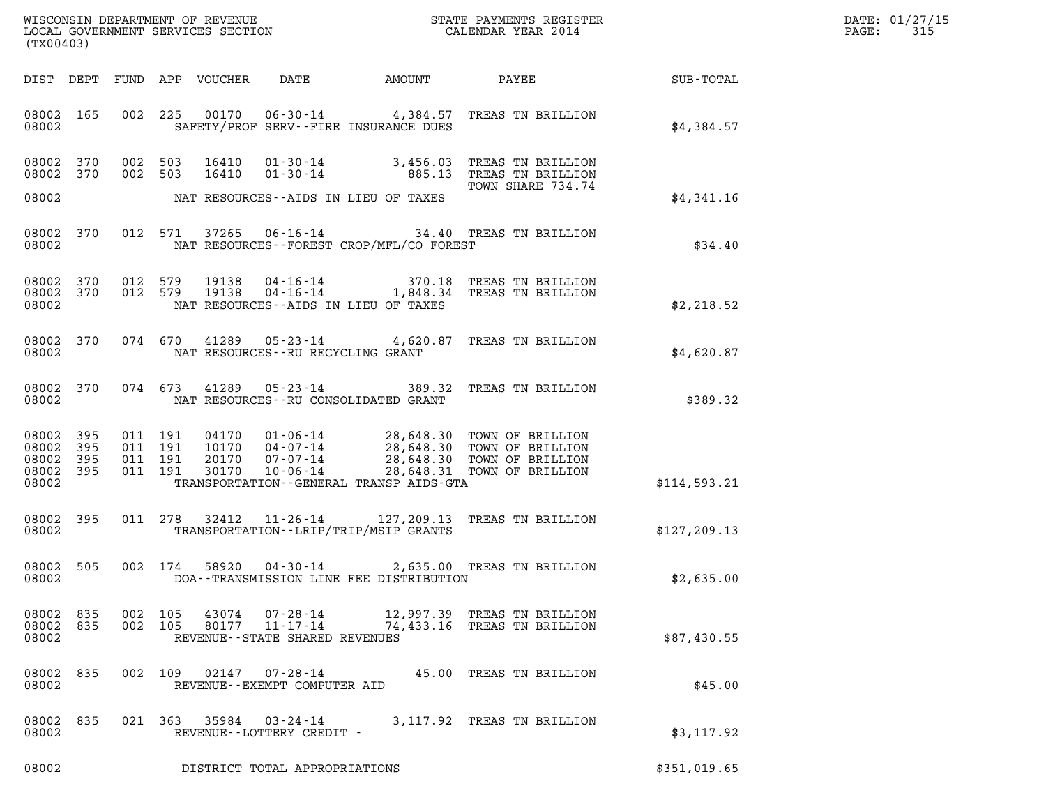WISCONSIN DEPARTMENT OF REVENUE
LOCAL GOVERNMENT SERVICES SECTION
(TX00403)

STATE PAYMENTS REGISTER
CALENDAR YEAR 2014

DATE: 01/27/15
PAGE: 315

| DIST | DEPT | FUND | APP | VOUCHER | DATE | AMOUNT | PAYEE | SUB-TOTAL |
|---|---|---|---|---|---|---|---|---|
| 08002 | 165 | 002 | 225 | 00170 | 06-30-14 | 4,384.57 | TREAS TN BRILLION | |
| 08002 | | | | SAFETY/PROF SERV--FIRE INSURANCE DUES | | | | $4,384.57 |
| 08002 | 370 | 002 | 503 | 16410 | 01-30-14 | 3,456.03 | TREAS TN BRILLION | |
| 08002 | 370 | 002 | 503 | 16410 | 01-30-14 | 885.13 | TREAS TN BRILLION | |
| | | | | | | | TOWN SHARE 734.74 | |
| 08002 | | | | NAT RESOURCES--AIDS IN LIEU OF TAXES | | | | $4,341.16 |
| 08002 | 370 | 012 | 571 | 37265 | 06-16-14 | 34.40 | TREAS TN BRILLION | |
| 08002 | | | | NAT RESOURCES--FOREST CROP/MFL/CO FOREST | | | | $34.40 |
| 08002 | 370 | 012 | 579 | 19138 | 04-16-14 | 370.18 | TREAS TN BRILLION | |
| 08002 | 370 | 012 | 579 | 19138 | 04-16-14 | 1,848.34 | TREAS TN BRILLION | |
| 08002 | | | | NAT RESOURCES--AIDS IN LIEU OF TAXES | | | | $2,218.52 |
| 08002 | 370 | 074 | 670 | 41289 | 05-23-14 | 4,620.87 | TREAS TN BRILLION | |
| 08002 | | | | NAT RESOURCES--RU RECYCLING GRANT | | | | $4,620.87 |
| 08002 | 370 | 074 | 673 | 41289 | 05-23-14 | 389.32 | TREAS TN BRILLION | |
| 08002 | | | | NAT RESOURCES--RU CONSOLIDATED GRANT | | | | $389.32 |
| 08002 | 395 | 011 | 191 | 04170 | 01-06-14 | 28,648.30 | TOWN OF BRILLION | |
| 08002 | 395 | 011 | 191 | 10170 | 04-07-14 | 28,648.30 | TOWN OF BRILLION | |
| 08002 | 395 | 011 | 191 | 20170 | 07-07-14 | 28,648.30 | TOWN OF BRILLION | |
| 08002 | 395 | 011 | 191 | 30170 | 10-06-14 | 28,648.31 | TOWN OF BRILLION | |
| 08002 | | | | TRANSPORTATION--GENERAL TRANSP AIDS-GTA | | | | $114,593.21 |
| 08002 | 395 | 011 | 278 | 32412 | 11-26-14 | 127,209.13 | TREAS TN BRILLION | |
| 08002 | | | | TRANSPORTATION--LRIP/TRIP/MSIP GRANTS | | | | $127,209.13 |
| 08002 | 505 | 002 | 174 | 58920 | 04-30-14 | 2,635.00 | TREAS TN BRILLION | |
| 08002 | | | | DOA--TRANSMISSION LINE FEE DISTRIBUTION | | | | $2,635.00 |
| 08002 | 835 | 002 | 105 | 43074 | 07-28-14 | 12,997.39 | TREAS TN BRILLION | |
| 08002 | 835 | 002 | 105 | 80177 | 11-17-14 | 74,433.16 | TREAS TN BRILLION | |
| 08002 | | | | REVENUE--STATE SHARED REVENUES | | | | $87,430.55 |
| 08002 | 835 | 002 | 109 | 02147 | 07-28-14 | 45.00 | TREAS TN BRILLION | |
| 08002 | | | | REVENUE--EXEMPT COMPUTER AID | | | | $45.00 |
| 08002 | 835 | 021 | 363 | 35984 | 03-24-14 | 3,117.92 | TREAS TN BRILLION | |
| 08002 | | | | REVENUE--LOTTERY CREDIT - | | | | $3,117.92 |
| 08002 | | | | DISTRICT TOTAL APPROPRIATIONS | | | | $351,019.65 |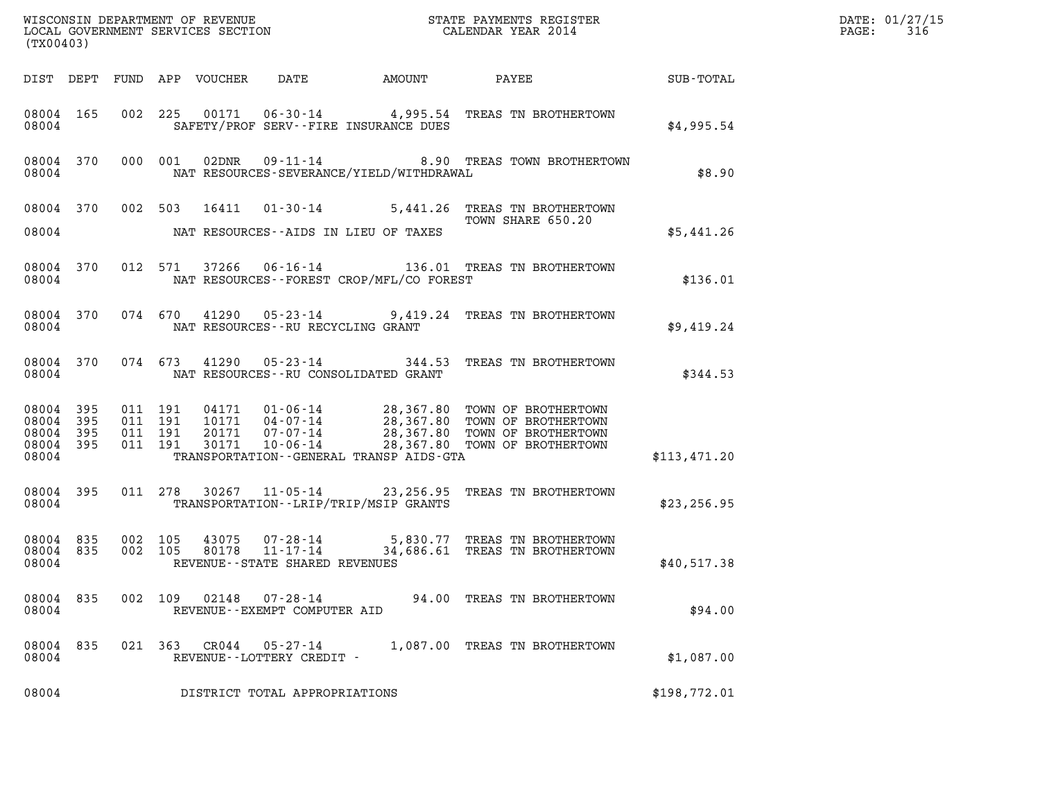WISCONSIN DEPARTMENT OF REVENUE
LOCAL GOVERNMENT SERVICES SECTION
(TX00403)

STATE PAYMENTS REGISTER
CALENDAR YEAR 2014

DATE: 01/27/15
PAGE: 316

| DIST | DEPT | FUND | APP | VOUCHER | DATE | AMOUNT | PAYEE | SUB-TOTAL |
|---|---|---|---|---|---|---|---|---|
| 08004 | 165 | 002 | 225 | 00171 | 06-30-14 | 4,995.54 | TREAS TN BROTHERTOWN | |
| 08004 | | | | SAFETY/PROF SERV--FIRE INSURANCE DUES | | | | $4,995.54 |
| 08004 | 370 | 000 | 001 | 02DNR | 09-11-14 | 8.90 | TREAS TOWN BROTHERTOWN | |
| 08004 | | | | NAT RESOURCES-SEVERANCE/YIELD/WITHDRAWAL | | | | $8.90 |
| 08004 | 370 | 002 | 503 | 16411 | 01-30-14 | 5,441.26 | TREAS TN BROTHERTOWN TOWN SHARE 650.20 | |
| 08004 | | | | NAT RESOURCES--AIDS IN LIEU OF TAXES | | | | $5,441.26 |
| 08004 | 370 | 012 | 571 | 37266 | 06-16-14 | 136.01 | TREAS TN BROTHERTOWN | |
| 08004 | | | | NAT RESOURCES--FOREST CROP/MFL/CO FOREST | | | | $136.01 |
| 08004 | 370 | 074 | 670 | 41290 | 05-23-14 | 9,419.24 | TREAS TN BROTHERTOWN | |
| 08004 | | | | NAT RESOURCES--RU RECYCLING GRANT | | | | $9,419.24 |
| 08004 | 370 | 074 | 673 | 41290 | 05-23-14 | 344.53 | TREAS TN BROTHERTOWN | |
| 08004 | | | | NAT RESOURCES--RU CONSOLIDATED GRANT | | | | $344.53 |
| 08004 | 395 | 011 | 191 | 04171 | 01-06-14 | 28,367.80 | TOWN OF BROTHERTOWN | |
| 08004 | 395 | 011 | 191 | 10171 | 04-07-14 | 28,367.80 | TOWN OF BROTHERTOWN | |
| 08004 | 395 | 011 | 191 | 20171 | 07-07-14 | 28,367.80 | TOWN OF BROTHERTOWN | |
| 08004 | 395 | 011 | 191 | 30171 | 10-06-14 | 28,367.80 | TOWN OF BROTHERTOWN | |
| 08004 | | | | TRANSPORTATION--GENERAL TRANSP AIDS-GTA | | | | $113,471.20 |
| 08004 | 395 | 011 | 278 | 30267 | 11-05-14 | 23,256.95 | TREAS TN BROTHERTOWN | |
| 08004 | | | | TRANSPORTATION--LRIP/TRIP/MSIP GRANTS | | | | $23,256.95 |
| 08004 | 835 | 002 | 105 | 43075 | 07-28-14 | 5,830.77 | TREAS TN BROTHERTOWN | |
| 08004 | 835 | 002 | 105 | 80178 | 11-17-14 | 34,686.61 | TREAS TN BROTHERTOWN | |
| 08004 | | | | REVENUE--STATE SHARED REVENUES | | | | $40,517.38 |
| 08004 | 835 | 002 | 109 | 02148 | 07-28-14 | 94.00 | TREAS TN BROTHERTOWN | |
| 08004 | | | | REVENUE--EXEMPT COMPUTER AID | | | | $94.00 |
| 08004 | 835 | 021 | 363 | CR044 | 05-27-14 | 1,087.00 | TREAS TN BROTHERTOWN | |
| 08004 | | | | REVENUE--LOTTERY CREDIT - | | | | $1,087.00 |
| 08004 | | | | DISTRICT TOTAL APPROPRIATIONS | | | | $198,772.01 |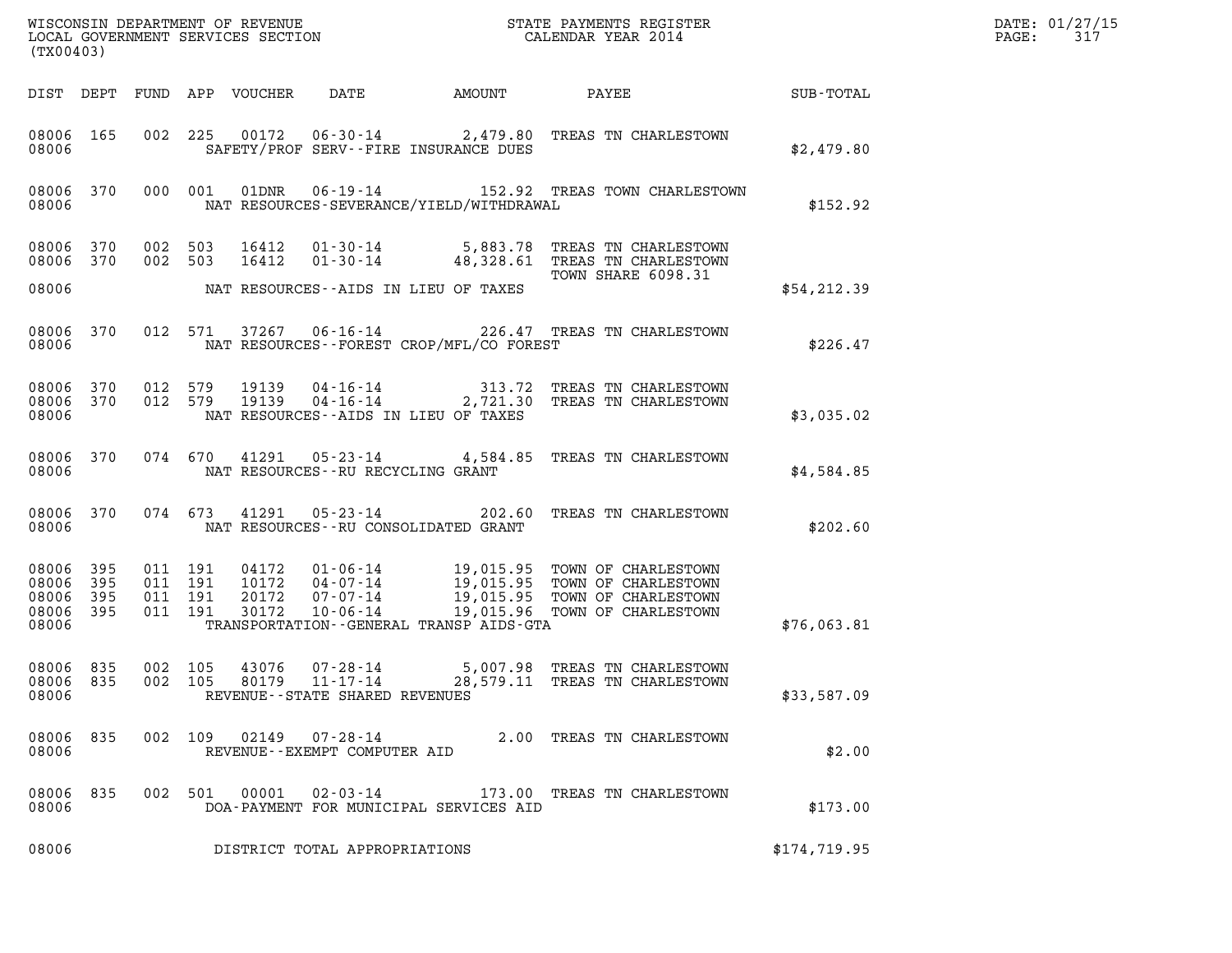WISCONSIN DEPARTMENT OF REVENUE
LOCAL GOVERNMENT SERVICES SECTION
(TX00403)

STATE PAYMENTS REGISTER
CALENDAR YEAR 2014

DATE: 01/27/15
PAGE: 317

| DIST | DEPT | FUND | APP | VOUCHER | DATE | AMOUNT | PAYEE | SUB-TOTAL |
|---|---|---|---|---|---|---|---|---|
| 08006 | 165 | 002 | 225 | 00172 | 06-30-14 | 2,479.80 | TREAS TN CHARLESTOWN | |
| 08006 | | | | | SAFETY/PROF SERV--FIRE INSURANCE DUES | | | $2,479.80 |
| 08006 | 370 | 000 | 001 | 01DNR | 06-19-14 | 152.92 | TREAS TOWN CHARLESTOWN | |
| 08006 | | | | | NAT RESOURCES-SEVERANCE/YIELD/WITHDRAWAL | | | $152.92 |
| 08006 | 370 | 002 | 503 | 16412 | 01-30-14 | 5,883.78 | TREAS TN CHARLESTOWN | |
| 08006 | 370 | 002 | 503 | 16412 | 01-30-14 | 48,328.61 | TREAS TN CHARLESTOWN TOWN SHARE 6098.31 | |
| 08006 | | | | | NAT RESOURCES--AIDS IN LIEU OF TAXES | | | $54,212.39 |
| 08006 | 370 | 012 | 571 | 37267 | 06-16-14 | 226.47 | TREAS TN CHARLESTOWN | |
| 08006 | | | | | NAT RESOURCES--FOREST CROP/MFL/CO FOREST | | | $226.47 |
| 08006 | 370 | 012 | 579 | 19139 | 04-16-14 | 313.72 | TREAS TN CHARLESTOWN | |
| 08006 | 370 | 012 | 579 | 19139 | 04-16-14 | 2,721.30 | TREAS TN CHARLESTOWN | |
| 08006 | | | | | NAT RESOURCES--AIDS IN LIEU OF TAXES | | | $3,035.02 |
| 08006 | 370 | 074 | 670 | 41291 | 05-23-14 | 4,584.85 | TREAS TN CHARLESTOWN | |
| 08006 | | | | | NAT RESOURCES--RU RECYCLING GRANT | | | $4,584.85 |
| 08006 | 370 | 074 | 673 | 41291 | 05-23-14 | 202.60 | TREAS TN CHARLESTOWN | |
| 08006 | | | | | NAT RESOURCES--RU CONSOLIDATED GRANT | | | $202.60 |
| 08006 | 395 | 011 | 191 | 04172 | 01-06-14 | 19,015.95 | TOWN OF CHARLESTOWN | |
| 08006 | 395 | 011 | 191 | 10172 | 04-07-14 | 19,015.95 | TOWN OF CHARLESTOWN | |
| 08006 | 395 | 011 | 191 | 20172 | 07-07-14 | 19,015.95 | TOWN OF CHARLESTOWN | |
| 08006 | 395 | 011 | 191 | 30172 | 10-06-14 | 19,015.96 | TOWN OF CHARLESTOWN | |
| 08006 | | | | | TRANSPORTATION--GENERAL TRANSP AIDS-GTA | | | $76,063.81 |
| 08006 | 835 | 002 | 105 | 43076 | 07-28-14 | 5,007.98 | TREAS TN CHARLESTOWN | |
| 08006 | 835 | 002 | 105 | 80179 | 11-17-14 | 28,579.11 | TREAS TN CHARLESTOWN | |
| 08006 | | | | | REVENUE--STATE SHARED REVENUES | | | $33,587.09 |
| 08006 | 835 | 002 | 109 | 02149 | 07-28-14 | 2.00 | TREAS TN CHARLESTOWN | |
| 08006 | | | | | REVENUE--EXEMPT COMPUTER AID | | | $2.00 |
| 08006 | 835 | 002 | 501 | 00001 | 02-03-14 | 173.00 | TREAS TN CHARLESTOWN | |
| 08006 | | | | | DOA-PAYMENT FOR MUNICIPAL SERVICES AID | | | $173.00 |
| 08006 | | | | | DISTRICT TOTAL APPROPRIATIONS | | | $174,719.95 |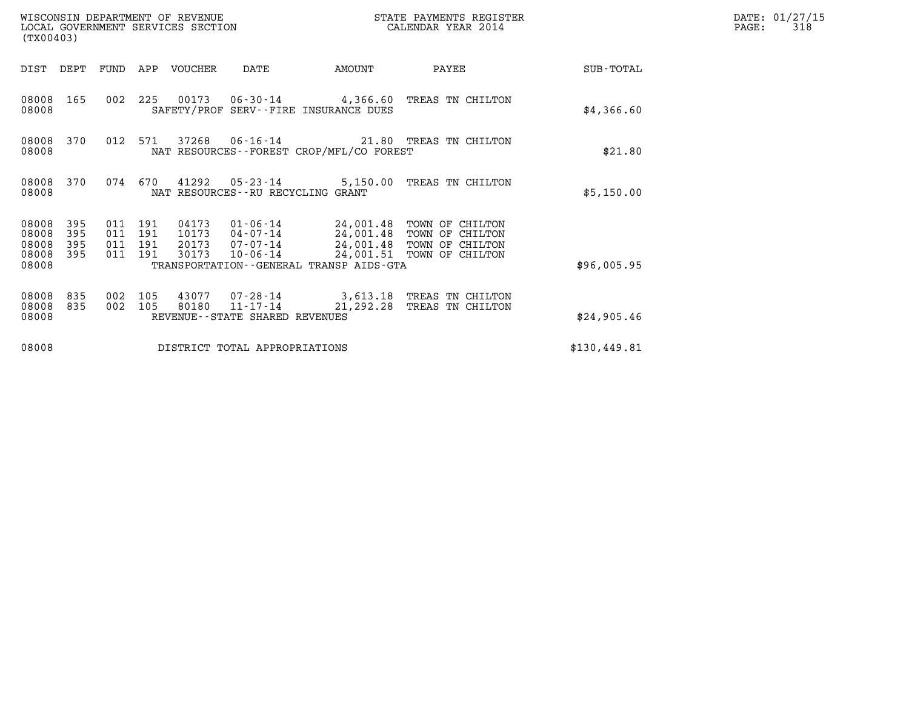WISCONSIN DEPARTMENT OF REVENUE
LOCAL GOVERNMENT SERVICES SECTION
(TX00403)

STATE PAYMENTS REGISTER
CALENDAR YEAR 2014

DATE: 01/27/15
PAGE: 318

| DIST | DEPT | FUND | APP | VOUCHER | DATE | AMOUNT | PAYEE | SUB-TOTAL |
|---|---|---|---|---|---|---|---|---|
| 08008 | 165 | 002 | 225 | 00173 | 06-30-14 | 4,366.60 | TREAS TN CHILTON | |
| 08008 | | | | SAFETY/PROF SERV--FIRE INSURANCE DUES | | | | $4,366.60 |
| 08008 | 370 | 012 | 571 | 37268 | 06-16-14 | 21.80 | TREAS TN CHILTON | |
| 08008 | | | | NAT RESOURCES--FOREST CROP/MFL/CO FOREST | | | | $21.80 |
| 08008 | 370 | 074 | 670 | 41292 | 05-23-14 | 5,150.00 | TREAS TN CHILTON | |
| 08008 | | | | NAT RESOURCES--RU RECYCLING GRANT | | | | $5,150.00 |
| 08008 | 395 | 011 | 191 | 04173 | 01-06-14 | 24,001.48 | TOWN OF CHILTON | |
| 08008 | 395 | 011 | 191 | 10173 | 04-07-14 | 24,001.48 | TOWN OF CHILTON | |
| 08008 | 395 | 011 | 191 | 20173 | 07-07-14 | 24,001.48 | TOWN OF CHILTON | |
| 08008 | 395 | 011 | 191 | 30173 | 10-06-14 | 24,001.51 | TOWN OF CHILTON | |
| 08008 | | | | TRANSPORTATION--GENERAL TRANSP AIDS-GTA | | | | $96,005.95 |
| 08008 | 835 | 002 | 105 | 43077 | 07-28-14 | 3,613.18 | TREAS TN CHILTON | |
| 08008 | 835 | 002 | 105 | 80180 | 11-17-14 | 21,292.28 | TREAS TN CHILTON | |
| 08008 | | | | REVENUE--STATE SHARED REVENUES | | | | $24,905.46 |
| 08008 | | | | DISTRICT TOTAL APPROPRIATIONS | | | | $130,449.81 |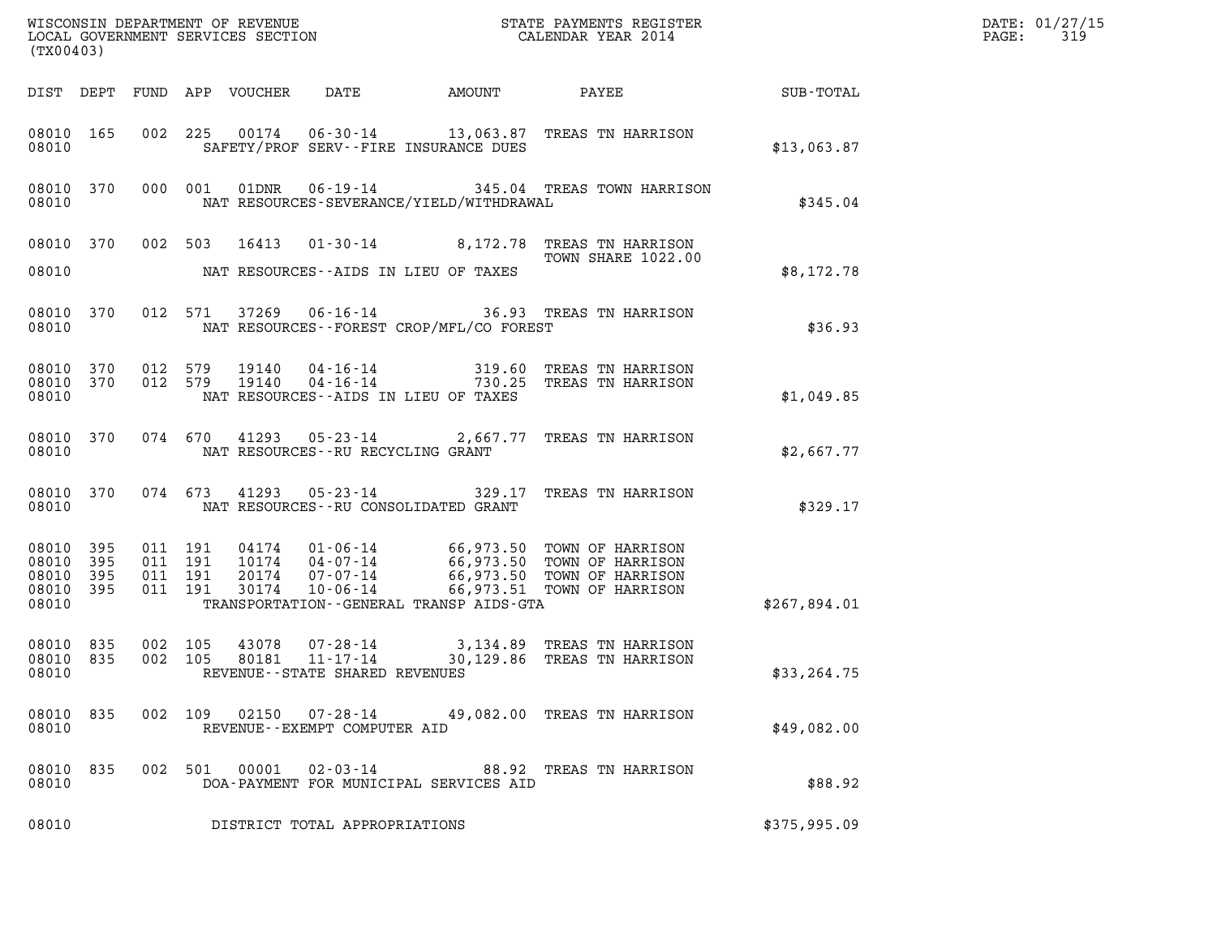WISCONSIN DEPARTMENT OF REVENUE
LOCAL GOVERNMENT SERVICES SECTION
(TX00403)

STATE PAYMENTS REGISTER
CALENDAR YEAR 2014

DATE: 01/27/15

| DIST | DEPT | FUND | APP | VOUCHER | DATE | AMOUNT | PAYEE | SUB-TOTAL |
|---|---|---|---|---|---|---|---|---|
| 08010 | 165 | 002 | 225 | 00174 | 06-30-14 | 13,063.87 | TREAS TN HARRISON | |
| 08010 | | | | | SAFETY/PROF SERV--FIRE INSURANCE DUES | | | $13,063.87 |
| 08010 | 370 | 000 | 001 | 01DNR | 06-19-14 | 345.04 | TREAS TOWN HARRISON | |
| 08010 | | | | | NAT RESOURCES-SEVERANCE/YIELD/WITHDRAWAL | | | $345.04 |
| 08010 | 370 | 002 | 503 | 16413 | 01-30-14 | 8,172.78 | TREAS TN HARRISON TOWN SHARE 1022.00 | |
| 08010 | | | | | NAT RESOURCES--AIDS IN LIEU OF TAXES | | | $8,172.78 |
| 08010 | 370 | 012 | 571 | 37269 | 06-16-14 | 36.93 | TREAS TN HARRISON | |
| 08010 | | | | | NAT RESOURCES--FOREST CROP/MFL/CO FOREST | | | $36.93 |
| 08010 | 370 | 012 | 579 | 19140 | 04-16-14 | 319.60 | TREAS TN HARRISON | |
| 08010 | 370 | 012 | 579 | 19140 | 04-16-14 | 730.25 | TREAS TN HARRISON | |
| 08010 | | | | | NAT RESOURCES--AIDS IN LIEU OF TAXES | | | $1,049.85 |
| 08010 | 370 | 074 | 670 | 41293 | 05-23-14 | 2,667.77 | TREAS TN HARRISON | |
| 08010 | | | | | NAT RESOURCES--RU RECYCLING GRANT | | | $2,667.77 |
| 08010 | 370 | 074 | 673 | 41293 | 05-23-14 | 329.17 | TREAS TN HARRISON | |
| 08010 | | | | | NAT RESOURCES--RU CONSOLIDATED GRANT | | | $329.17 |
| 08010 | 395 | 011 | 191 | 04174 | 01-06-14 | 66,973.50 | TOWN OF HARRISON | |
| 08010 | 395 | 011 | 191 | 10174 | 04-07-14 | 66,973.50 | TOWN OF HARRISON | |
| 08010 | 395 | 011 | 191 | 20174 | 07-07-14 | 66,973.50 | TOWN OF HARRISON | |
| 08010 | 395 | 011 | 191 | 30174 | 10-06-14 | 66,973.51 | TOWN OF HARRISON | |
| 08010 | | | | | TRANSPORTATION--GENERAL TRANSP AIDS-GTA | | | $267,894.01 |
| 08010 | 835 | 002 | 105 | 43078 | 07-28-14 | 3,134.89 | TREAS TN HARRISON | |
| 08010 | 835 | 002 | 105 | 80181 | 11-17-14 | 30,129.86 | TREAS TN HARRISON | |
| 08010 | | | | | REVENUE--STATE SHARED REVENUES | | | $33,264.75 |
| 08010 | 835 | 002 | 109 | 02150 | 07-28-14 | 49,082.00 | TREAS TN HARRISON | |
| 08010 | | | | | REVENUE--EXEMPT COMPUTER AID | | | $49,082.00 |
| 08010 | 835 | 002 | 501 | 00001 | 02-03-14 | 88.92 | TREAS TN HARRISON | |
| 08010 | | | | | DOA-PAYMENT FOR MUNICIPAL SERVICES AID | | | $88.92 |
| 08010 | | | | | DISTRICT TOTAL APPROPRIATIONS | | | $375,995.09 |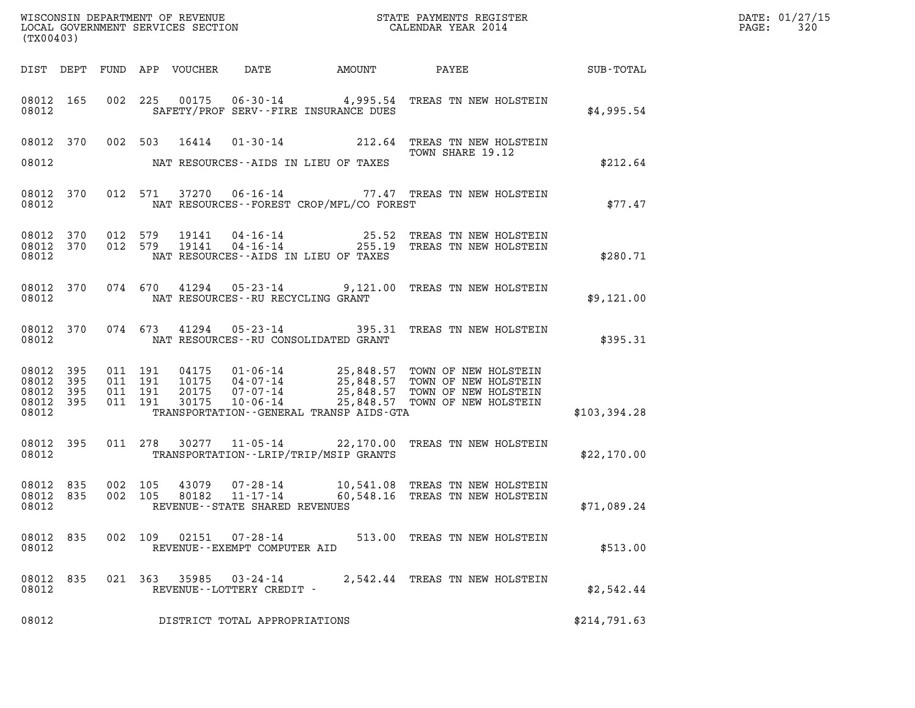WISCONSIN DEPARTMENT OF REVENUE
LOCAL GOVERNMENT SERVICES SECTION
(TX00403)

STATE PAYMENTS REGISTER
CALENDAR YEAR 2014

DATE: 01/27/15

| DIST | DEPT | FUND | APP | VOUCHER | DATE | AMOUNT | PAYEE | SUB-TOTAL |
|---|---|---|---|---|---|---|---|---|
| 08012 | 165 | 002 | 225 | 00175 | 06-30-14 | 4,995.54 | TREAS TN NEW HOLSTEIN | |
| 08012 | | | | SAFETY/PROF SERV--FIRE INSURANCE DUES | | | | $4,995.54 |
| 08012 | 370 | 002 | 503 | 16414 | 01-30-14 | 212.64 | TREAS TN NEW HOLSTEIN TOWN SHARE 19.12 | |
| 08012 | | | | NAT RESOURCES--AIDS IN LIEU OF TAXES | | | | $212.64 |
| 08012 | 370 | 012 | 571 | 37270 | 06-16-14 | 77.47 | TREAS TN NEW HOLSTEIN | |
| 08012 | | | | NAT RESOURCES--FOREST CROP/MFL/CO FOREST | | | | $77.47 |
| 08012 | 370 | 012 | 579 | 19141 | 04-16-14 | 25.52 | TREAS TN NEW HOLSTEIN | |
| 08012 | 370 | 012 | 579 | 19141 | 04-16-14 | 255.19 | TREAS TN NEW HOLSTEIN | |
| 08012 | | | | NAT RESOURCES--AIDS IN LIEU OF TAXES | | | | $280.71 |
| 08012 | 370 | 074 | 670 | 41294 | 05-23-14 | 9,121.00 | TREAS TN NEW HOLSTEIN | |
| 08012 | | | | NAT RESOURCES--RU RECYCLING GRANT | | | | $9,121.00 |
| 08012 | 370 | 074 | 673 | 41294 | 05-23-14 | 395.31 | TREAS TN NEW HOLSTEIN | |
| 08012 | | | | NAT RESOURCES--RU CONSOLIDATED GRANT | | | | $395.31 |
| 08012 | 395 | 011 | 191 | 04175 | 01-06-14 | 25,848.57 | TOWN OF NEW HOLSTEIN | |
| 08012 | 395 | 011 | 191 | 10175 | 04-07-14 | 25,848.57 | TOWN OF NEW HOLSTEIN | |
| 08012 | 395 | 011 | 191 | 20175 | 07-07-14 | 25,848.57 | TOWN OF NEW HOLSTEIN | |
| 08012 | 395 | 011 | 191 | 30175 | 10-06-14 | 25,848.57 | TOWN OF NEW HOLSTEIN | |
| 08012 | | | | TRANSPORTATION--GENERAL TRANSP AIDS-GTA | | | | $103,394.28 |
| 08012 | 395 | 011 | 278 | 30277 | 11-05-14 | 22,170.00 | TREAS TN NEW HOLSTEIN | |
| 08012 | | | | TRANSPORTATION--LRIP/TRIP/MSIP GRANTS | | | | $22,170.00 |
| 08012 | 835 | 002 | 105 | 43079 | 07-28-14 | 10,541.08 | TREAS TN NEW HOLSTEIN | |
| 08012 | 835 | 002 | 105 | 80182 | 11-17-14 | 60,548.16 | TREAS TN NEW HOLSTEIN | |
| 08012 | | | | REVENUE--STATE SHARED REVENUES | | | | $71,089.24 |
| 08012 | 835 | 002 | 109 | 02151 | 07-28-14 | 513.00 | TREAS TN NEW HOLSTEIN | |
| 08012 | | | | REVENUE--EXEMPT COMPUTER AID | | | | $513.00 |
| 08012 | 835 | 021 | 363 | 35985 | 03-24-14 | 2,542.44 | TREAS TN NEW HOLSTEIN | |
| 08012 | | | | REVENUE--LOTTERY CREDIT - | | | | $2,542.44 |
| 08012 | | | | DISTRICT TOTAL APPROPRIATIONS | | | | $214,791.63 |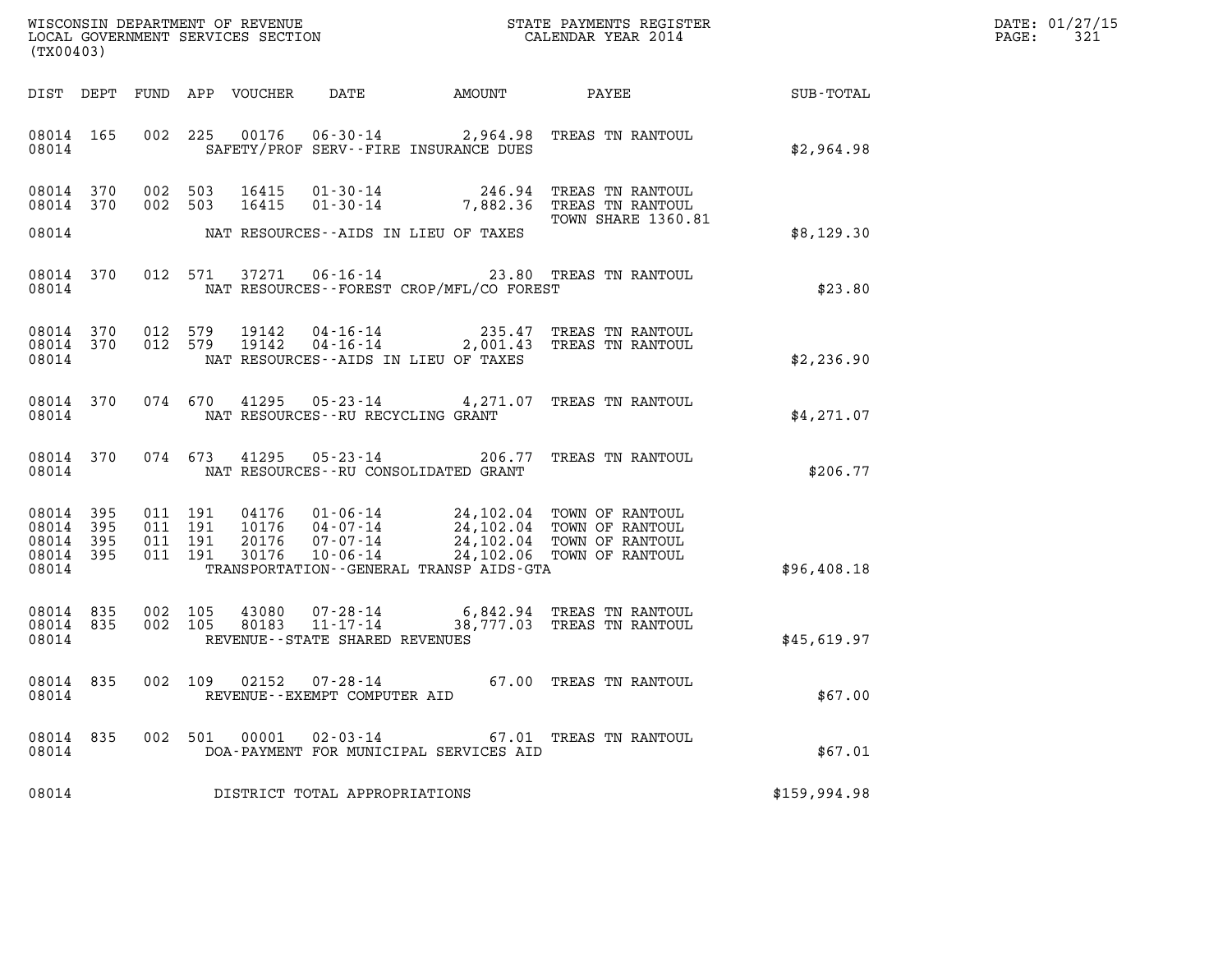WISCONSIN DEPARTMENT OF REVENUE
LOCAL GOVERNMENT SERVICES SECTION
(TX00403)

STATE PAYMENTS REGISTER
CALENDAR YEAR 2014

DATE: 01/27/15
PAGE: 321

| DIST | DEPT | FUND | APP | VOUCHER | DATE | AMOUNT | PAYEE | SUB-TOTAL |
|---|---|---|---|---|---|---|---|---|
| 08014 | 165 | 002 | 225 | 00176 | 06-30-14 | 2,964.98 | TREAS TN RANTOUL | |
| 08014 | | | | | SAFETY/PROF SERV--FIRE INSURANCE DUES | | | $2,964.98 |
| 08014 | 370 | 002 | 503 | 16415 | 01-30-14 | 246.94 | TREAS TN RANTOUL | |
| 08014 | 370 | 002 | 503 | 16415 | 01-30-14 | 7,882.36 | TREAS TN RANTOUL | |
| | | | | | | | TOWN SHARE 1360.81 | |
| 08014 | | | | | NAT RESOURCES--AIDS IN LIEU OF TAXES | | | $8,129.30 |
| 08014 | 370 | 012 | 571 | 37271 | 06-16-14 | 23.80 | TREAS TN RANTOUL | |
| 08014 | | | | | NAT RESOURCES--FOREST CROP/MFL/CO FOREST | | | $23.80 |
| 08014 | 370 | 012 | 579 | 19142 | 04-16-14 | 235.47 | TREAS TN RANTOUL | |
| 08014 | 370 | 012 | 579 | 19142 | 04-16-14 | 2,001.43 | TREAS TN RANTOUL | |
| 08014 | | | | | NAT RESOURCES--AIDS IN LIEU OF TAXES | | | $2,236.90 |
| 08014 | 370 | 074 | 670 | 41295 | 05-23-14 | 4,271.07 | TREAS TN RANTOUL | |
| 08014 | | | | | NAT RESOURCES--RU RECYCLING GRANT | | | $4,271.07 |
| 08014 | 370 | 074 | 673 | 41295 | 05-23-14 | 206.77 | TREAS TN RANTOUL | |
| 08014 | | | | | NAT RESOURCES--RU CONSOLIDATED GRANT | | | $206.77 |
| 08014 | 395 | 011 | 191 | 04176 | 01-06-14 | 24,102.04 | TOWN OF RANTOUL | |
| 08014 | 395 | 011 | 191 | 10176 | 04-07-14 | 24,102.04 | TOWN OF RANTOUL | |
| 08014 | 395 | 011 | 191 | 20176 | 07-07-14 | 24,102.04 | TOWN OF RANTOUL | |
| 08014 | 395 | 011 | 191 | 30176 | 10-06-14 | 24,102.06 | TOWN OF RANTOUL | |
| 08014 | | | | | TRANSPORTATION--GENERAL TRANSP AIDS-GTA | | | $96,408.18 |
| 08014 | 835 | 002 | 105 | 43080 | 07-28-14 | 6,842.94 | TREAS TN RANTOUL | |
| 08014 | 835 | 002 | 105 | 80183 | 11-17-14 | 38,777.03 | TREAS TN RANTOUL | |
| 08014 | | | | | REVENUE--STATE SHARED REVENUES | | | $45,619.97 |
| 08014 | 835 | 002 | 109 | 02152 | 07-28-14 | 67.00 | TREAS TN RANTOUL | |
| 08014 | | | | | REVENUE--EXEMPT COMPUTER AID | | | $67.00 |
| 08014 | 835 | 002 | 501 | 00001 | 02-03-14 | 67.01 | TREAS TN RANTOUL | |
| 08014 | | | | | DOA-PAYMENT FOR MUNICIPAL SERVICES AID | | | $67.01 |
| 08014 | | | | | DISTRICT TOTAL APPROPRIATIONS | | | $159,994.98 |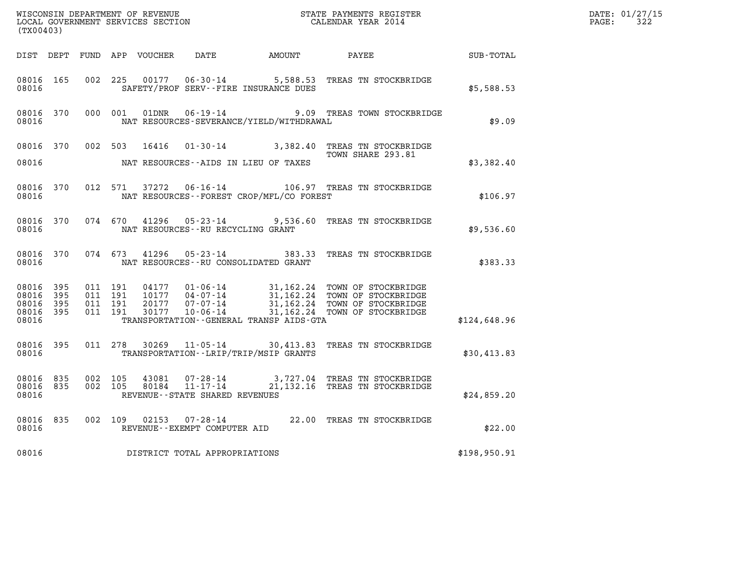WISCONSIN DEPARTMENT OF REVENUE
LOCAL GOVERNMENT SERVICES SECTION
(TX00403)

STATE PAYMENTS REGISTER
CALENDAR YEAR 2014

DATE: 01/27/15
PAGE: 322

| DIST | DEPT | FUND | APP | VOUCHER | DATE | AMOUNT | PAYEE | SUB-TOTAL |
|---|---|---|---|---|---|---|---|---|
| 08016 | 165 | 002 | 225 | 00177 | 06-30-14 | 5,588.53 | TREAS TN STOCKBRIDGE | |
| 08016 | | | | | SAFETY/PROF SERV--FIRE INSURANCE DUES | | | $5,588.53 |
| 08016 | 370 | 000 | 001 | 01DNR | 06-19-14 | 9.09 | TREAS TOWN STOCKBRIDGE | |
| 08016 | | | | | NAT RESOURCES-SEVERANCE/YIELD/WITHDRAWAL | | | $9.09 |
| 08016 | 370 | 002 | 503 | 16416 | 01-30-14 | 3,382.40 | TREAS TN STOCKBRIDGE TOWN SHARE 293.81 | |
| 08016 | | | | | NAT RESOURCES--AIDS IN LIEU OF TAXES | | | $3,382.40 |
| 08016 | 370 | 012 | 571 | 37272 | 06-16-14 | 106.97 | TREAS TN STOCKBRIDGE | |
| 08016 | | | | | NAT RESOURCES--FOREST CROP/MFL/CO FOREST | | | $106.97 |
| 08016 | 370 | 074 | 670 | 41296 | 05-23-14 | 9,536.60 | TREAS TN STOCKBRIDGE | |
| 08016 | | | | | NAT RESOURCES--RU RECYCLING GRANT | | | $9,536.60 |
| 08016 | 370 | 074 | 673 | 41296 | 05-23-14 | 383.33 | TREAS TN STOCKBRIDGE | |
| 08016 | | | | | NAT RESOURCES--RU CONSOLIDATED GRANT | | | $383.33 |
| 08016 | 395 | 011 | 191 | 04177 | 01-06-14 | 31,162.24 | TOWN OF STOCKBRIDGE | |
| 08016 | 395 | 011 | 191 | 10177 | 04-07-14 | 31,162.24 | TOWN OF STOCKBRIDGE | |
| 08016 | 395 | 011 | 191 | 20177 | 07-07-14 | 31,162.24 | TOWN OF STOCKBRIDGE | |
| 08016 | 395 | 011 | 191 | 30177 | 10-06-14 | 31,162.24 | TOWN OF STOCKBRIDGE | |
| 08016 | | | | | TRANSPORTATION--GENERAL TRANSP AIDS-GTA | | | $124,648.96 |
| 08016 | 395 | 011 | 278 | 30269 | 11-05-14 | 30,413.83 | TREAS TN STOCKBRIDGE | |
| 08016 | | | | | TRANSPORTATION--LRIP/TRIP/MSIP GRANTS | | | $30,413.83 |
| 08016 | 835 | 002 | 105 | 43081 | 07-28-14 | 3,727.04 | TREAS TN STOCKBRIDGE | |
| 08016 | 835 | 002 | 105 | 80184 | 11-17-14 | 21,132.16 | TREAS TN STOCKBRIDGE | |
| 08016 | | | | | REVENUE--STATE SHARED REVENUES | | | $24,859.20 |
| 08016 | 835 | 002 | 109 | 02153 | 07-28-14 | 22.00 | TREAS TN STOCKBRIDGE | |
| 08016 | | | | | REVENUE--EXEMPT COMPUTER AID | | | $22.00 |
| 08016 | | | | | DISTRICT TOTAL APPROPRIATIONS | | | $198,950.91 |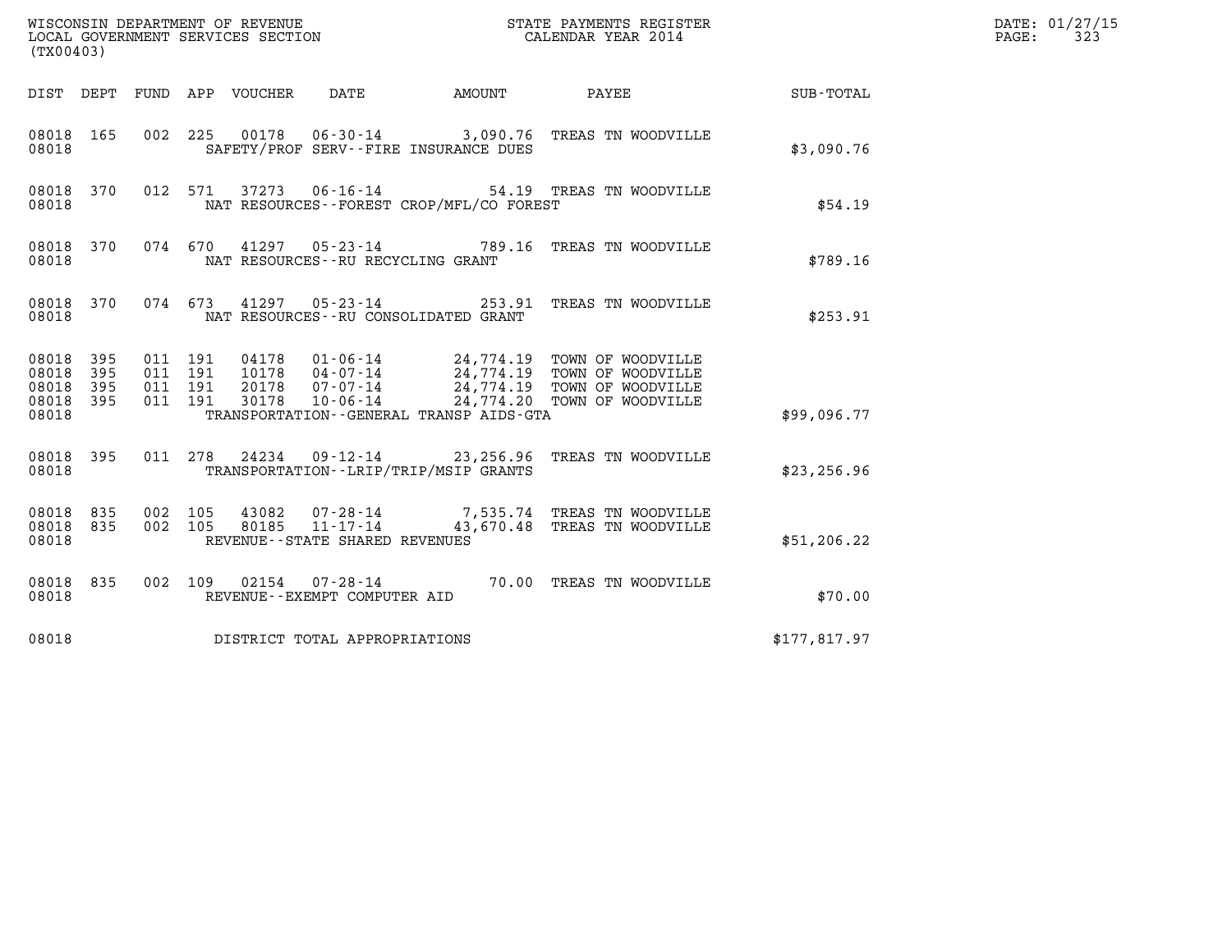WISCONSIN DEPARTMENT OF REVENUE
LOCAL GOVERNMENT SERVICES SECTION
(TX00403)

STATE PAYMENTS REGISTER
CALENDAR YEAR 2014

DATE: 01/27/15
PAGE: 323

| DIST | DEPT | FUND | APP | VOUCHER | DATE | AMOUNT | PAYEE | SUB-TOTAL |
|---|---|---|---|---|---|---|---|---|
| 08018 | 165 | 002 | 225 | 00178 | 06-30-14 | 3,090.76 | TREAS TN WOODVILLE | |
| 08018 | | | | SAFETY/PROF SERV--FIRE INSURANCE DUES | | | | $3,090.76 |
| 08018 | 370 | 012 | 571 | 37273 | 06-16-14 | 54.19 | TREAS TN WOODVILLE | |
| 08018 | | | | NAT RESOURCES--FOREST CROP/MFL/CO FOREST | | | | $54.19 |
| 08018 | 370 | 074 | 670 | 41297 | 05-23-14 | 789.16 | TREAS TN WOODVILLE | |
| 08018 | | | | NAT RESOURCES--RU RECYCLING GRANT | | | | $789.16 |
| 08018 | 370 | 074 | 673 | 41297 | 05-23-14 | 253.91 | TREAS TN WOODVILLE | |
| 08018 | | | | NAT RESOURCES--RU CONSOLIDATED GRANT | | | | $253.91 |
| 08018 | 395 | 011 | 191 | 04178 | 01-06-14 | 24,774.19 | TOWN OF WOODVILLE | |
| 08018 | 395 | 011 | 191 | 10178 | 04-07-14 | 24,774.19 | TOWN OF WOODVILLE | |
| 08018 | 395 | 011 | 191 | 20178 | 07-07-14 | 24,774.19 | TOWN OF WOODVILLE | |
| 08018 | 395 | 011 | 191 | 30178 | 10-06-14 | 24,774.20 | TOWN OF WOODVILLE | |
| 08018 | | | | TRANSPORTATION--GENERAL TRANSP AIDS-GTA | | | | $99,096.77 |
| 08018 | 395 | 011 | 278 | 24234 | 09-12-14 | 23,256.96 | TREAS TN WOODVILLE | |
| 08018 | | | | TRANSPORTATION--LRIP/TRIP/MSIP GRANTS | | | | $23,256.96 |
| 08018 | 835 | 002 | 105 | 43082 | 07-28-14 | 7,535.74 | TREAS TN WOODVILLE | |
| 08018 | 835 | 002 | 105 | 80185 | 11-17-14 | 43,670.48 | TREAS TN WOODVILLE | |
| 08018 | | | | REVENUE--STATE SHARED REVENUES | | | | $51,206.22 |
| 08018 | 835 | 002 | 109 | 02154 | 07-28-14 | 70.00 | TREAS TN WOODVILLE | |
| 08018 | | | | REVENUE--EXEMPT COMPUTER AID | | | | $70.00 |
| 08018 | | | | DISTRICT TOTAL APPROPRIATIONS | | | | $177,817.97 |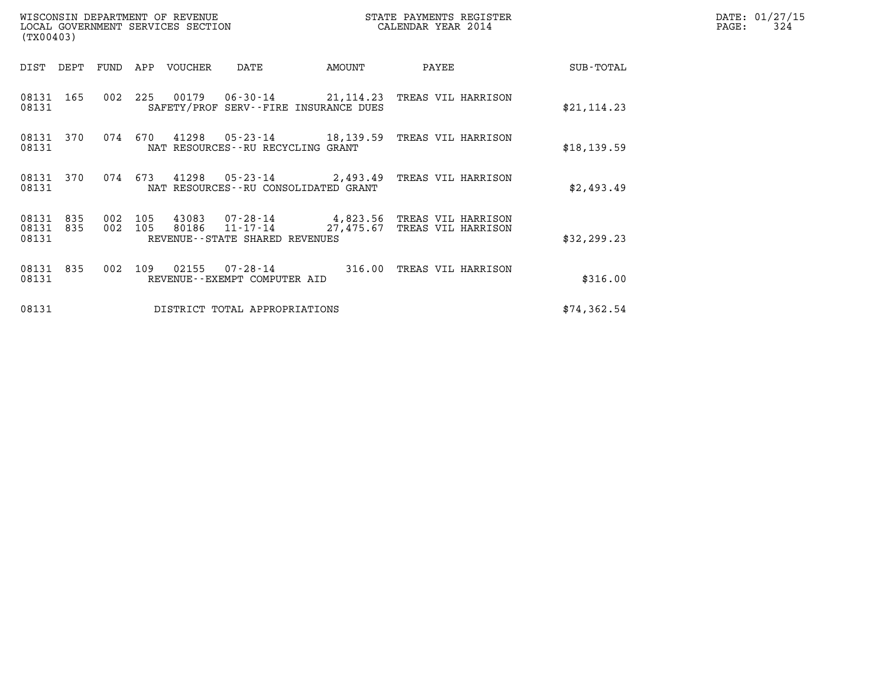WISCONSIN DEPARTMENT OF REVENUE
LOCAL GOVERNMENT SERVICES SECTION
(TX00403)

STATE PAYMENTS REGISTER
CALENDAR YEAR 2014

DATE: 01/27/15
PAGE: 324

| DIST | DEPT | FUND | APP | VOUCHER | DATE | AMOUNT | PAYEE | SUB-TOTAL |
|---|---|---|---|---|---|---|---|---|
| 08131 | 165 | 002 | 225 | 00179 | 06-30-14 | 21,114.23 | TREAS VIL HARRISON | |
| 08131 | | | | SAFETY/PROF SERV--FIRE INSURANCE DUES | | | | $21,114.23 |
| 08131 | 370 | 074 | 670 | 41298 | 05-23-14 | 18,139.59 | TREAS VIL HARRISON | |
| 08131 | | | | NAT RESOURCES--RU RECYCLING GRANT | | | | $18,139.59 |
| 08131 | 370 | 074 | 673 | 41298 | 05-23-14 | 2,493.49 | TREAS VIL HARRISON | |
| 08131 | | | | NAT RESOURCES--RU CONSOLIDATED GRANT | | | | $2,493.49 |
| 08131 | 835 | 002 | 105 | 43083 | 07-28-14 | 4,823.56 | TREAS VIL HARRISON | |
| 08131 | 835 | 002 | 105 | 80186 | 11-17-14 | 27,475.67 | TREAS VIL HARRISON | |
| 08131 | | | | REVENUE--STATE SHARED REVENUES | | | | $32,299.23 |
| 08131 | 835 | 002 | 109 | 02155 | 07-28-14 | 316.00 | TREAS VIL HARRISON | |
| 08131 | | | | REVENUE--EXEMPT COMPUTER AID | | | | $316.00 |
| 08131 | | | | DISTRICT TOTAL APPROPRIATIONS | | | | $74,362.54 |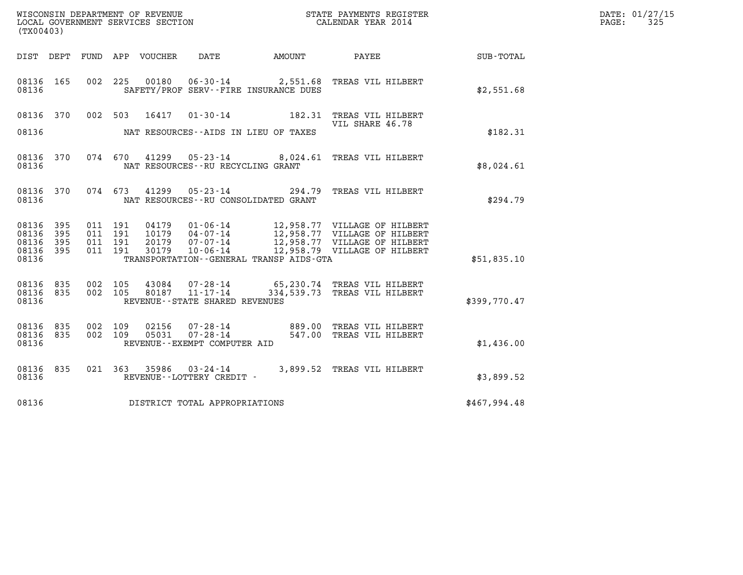WISCONSIN DEPARTMENT OF REVENUE
LOCAL GOVERNMENT SERVICES SECTION
(TX00403)

STATE PAYMENTS REGISTER
CALENDAR YEAR 2014

DATE: 01/27/15
PAGE: 325

| DIST | DEPT | FUND | APP | VOUCHER | DATE | AMOUNT | PAYEE | SUB-TOTAL |
|---|---|---|---|---|---|---|---|---|
| 08136 | 165 | 002 | 225 | 00180 | 06-30-14 | 2,551.68 | TREAS VIL HILBERT | |
| 08136 | | | | | SAFETY/PROF SERV--FIRE INSURANCE DUES | | | $2,551.68 |
| 08136 | 370 | 002 | 503 | 16417 | 01-30-14 | 182.31 | TREAS VIL HILBERT VIL SHARE 46.78 | |
| 08136 | | | | | NAT RESOURCES--AIDS IN LIEU OF TAXES | | | $182.31 |
| 08136 | 370 | 074 | 670 | 41299 | 05-23-14 | 8,024.61 | TREAS VIL HILBERT | |
| 08136 | | | | | NAT RESOURCES--RU RECYCLING GRANT | | | $8,024.61 |
| 08136 | 370 | 074 | 673 | 41299 | 05-23-14 | 294.79 | TREAS VIL HILBERT | |
| 08136 | | | | | NAT RESOURCES--RU CONSOLIDATED GRANT | | | $294.79 |
| 08136 | 395 | 011 | 191 | 04179 | 01-06-14 | 12,958.77 | VILLAGE OF HILBERT | |
| 08136 | 395 | 011 | 191 | 10179 | 04-07-14 | 12,958.77 | VILLAGE OF HILBERT | |
| 08136 | 395 | 011 | 191 | 20179 | 07-07-14 | 12,958.77 | VILLAGE OF HILBERT | |
| 08136 | 395 | 011 | 191 | 30179 | 10-06-14 | 12,958.79 | VILLAGE OF HILBERT | |
| 08136 | | | | | TRANSPORTATION--GENERAL TRANSP AIDS-GTA | | | $51,835.10 |
| 08136 | 835 | 002 | 105 | 43084 | 07-28-14 | 65,230.74 | TREAS VIL HILBERT | |
| 08136 | 835 | 002 | 105 | 80187 | 11-17-14 | 334,539.73 | TREAS VIL HILBERT | |
| 08136 | | | | | REVENUE--STATE SHARED REVENUES | | | $399,770.47 |
| 08136 | 835 | 002 | 109 | 02156 | 07-28-14 | 889.00 | TREAS VIL HILBERT | |
| 08136 | 835 | 002 | 109 | 05031 | 07-28-14 | 547.00 | TREAS VIL HILBERT | |
| 08136 | | | | | REVENUE--EXEMPT COMPUTER AID | | | $1,436.00 |
| 08136 | 835 | 021 | 363 | 35986 | 03-24-14 | 3,899.52 | TREAS VIL HILBERT | |
| 08136 | | | | | REVENUE--LOTTERY CREDIT - | | | $3,899.52 |
| 08136 | | | | | DISTRICT TOTAL APPROPRIATIONS | | | $467,994.48 |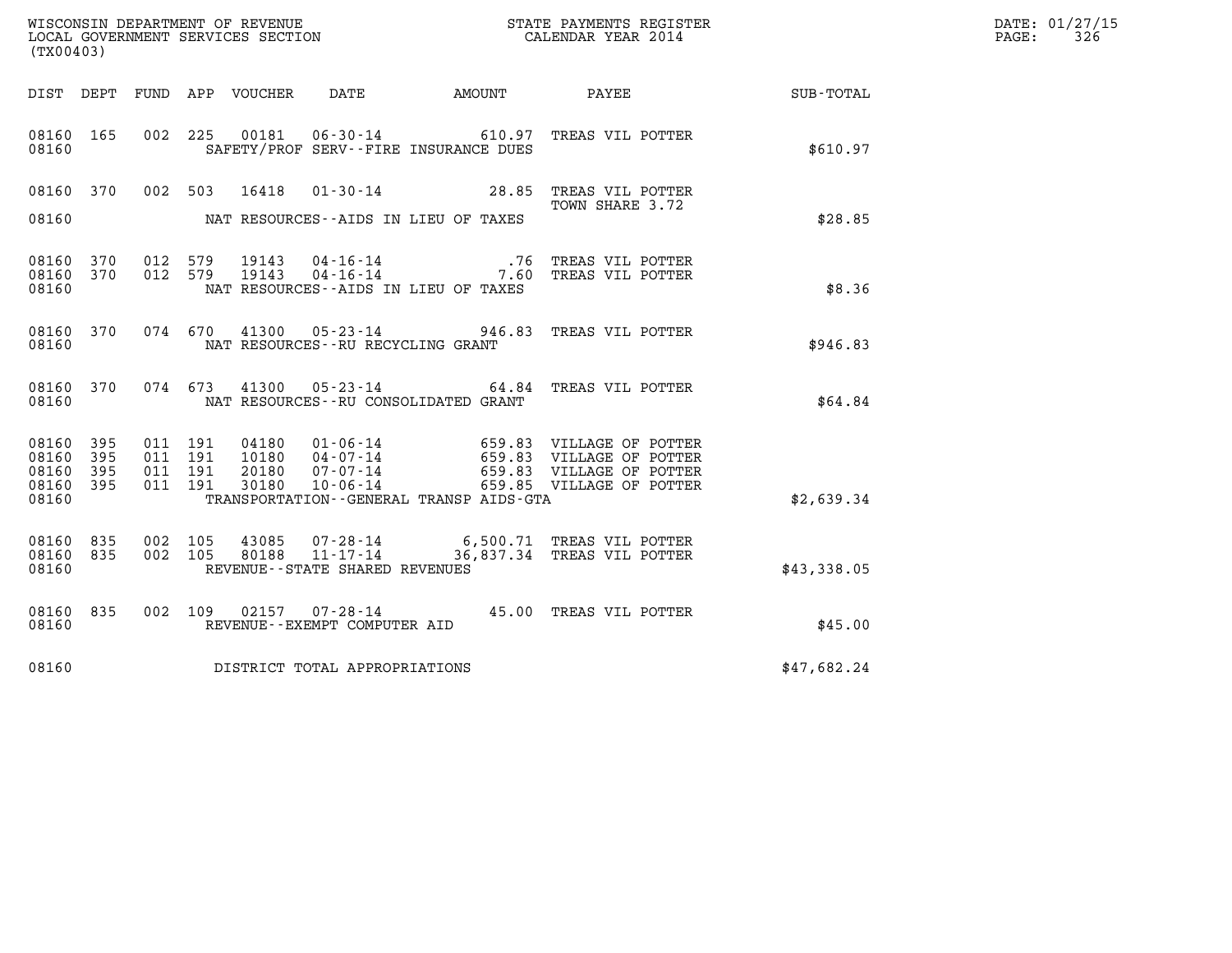WISCONSIN DEPARTMENT OF REVENUE
LOCAL GOVERNMENT SERVICES SECTION
(TX00403)

STATE PAYMENTS REGISTER
CALENDAR YEAR 2014

DATE: 01/27/15
PAGE: 326

| DIST | DEPT | FUND | APP | VOUCHER | DATE | AMOUNT | PAYEE | SUB-TOTAL |
|---|---|---|---|---|---|---|---|---|
| 08160 | 165 | 002 | 225 | 00181 | 06-30-14 | 610.97 | TREAS VIL POTTER | |
| 08160 | | | | | SAFETY/PROF SERV--FIRE INSURANCE DUES | | | $610.97 |
| 08160 | 370 | 002 | 503 | 16418 | 01-30-14 | 28.85 | TREAS VIL POTTER TOWN SHARE 3.72 | |
| 08160 | | | | | NAT RESOURCES--AIDS IN LIEU OF TAXES | | | $28.85 |
| 08160 | 370 | 012 | 579 | 19143 | 04-16-14 | .76 | TREAS VIL POTTER | |
| 08160 | 370 | 012 | 579 | 19143 | 04-16-14 | 7.60 | TREAS VIL POTTER | |
| 08160 | | | | | NAT RESOURCES--AIDS IN LIEU OF TAXES | | | $8.36 |
| 08160 | 370 | 074 | 670 | 41300 | 05-23-14 | 946.83 | TREAS VIL POTTER | |
| 08160 | | | | | NAT RESOURCES--RU RECYCLING GRANT | | | $946.83 |
| 08160 | 370 | 074 | 673 | 41300 | 05-23-14 | 64.84 | TREAS VIL POTTER | |
| 08160 | | | | | NAT RESOURCES--RU CONSOLIDATED GRANT | | | $64.84 |
| 08160 | 395 | 011 | 191 | 04180 | 01-06-14 | 659.83 | VILLAGE OF POTTER | |
| 08160 | 395 | 011 | 191 | 10180 | 04-07-14 | 659.83 | VILLAGE OF POTTER | |
| 08160 | 395 | 011 | 191 | 20180 | 07-07-14 | 659.83 | VILLAGE OF POTTER | |
| 08160 | 395 | 011 | 191 | 30180 | 10-06-14 | 659.85 | VILLAGE OF POTTER | |
| 08160 | | | | | TRANSPORTATION--GENERAL TRANSP AIDS-GTA | | | $2,639.34 |
| 08160 | 835 | 002 | 105 | 43085 | 07-28-14 | 6,500.71 | TREAS VIL POTTER | |
| 08160 | 835 | 002 | 105 | 80188 | 11-17-14 | 36,837.34 | TREAS VIL POTTER | |
| 08160 | | | | | REVENUE--STATE SHARED REVENUES | | | $43,338.05 |
| 08160 | 835 | 002 | 109 | 02157 | 07-28-14 | 45.00 | TREAS VIL POTTER | |
| 08160 | | | | | REVENUE--EXEMPT COMPUTER AID | | | $45.00 |
| 08160 | | | | | DISTRICT TOTAL APPROPRIATIONS | | | $47,682.24 |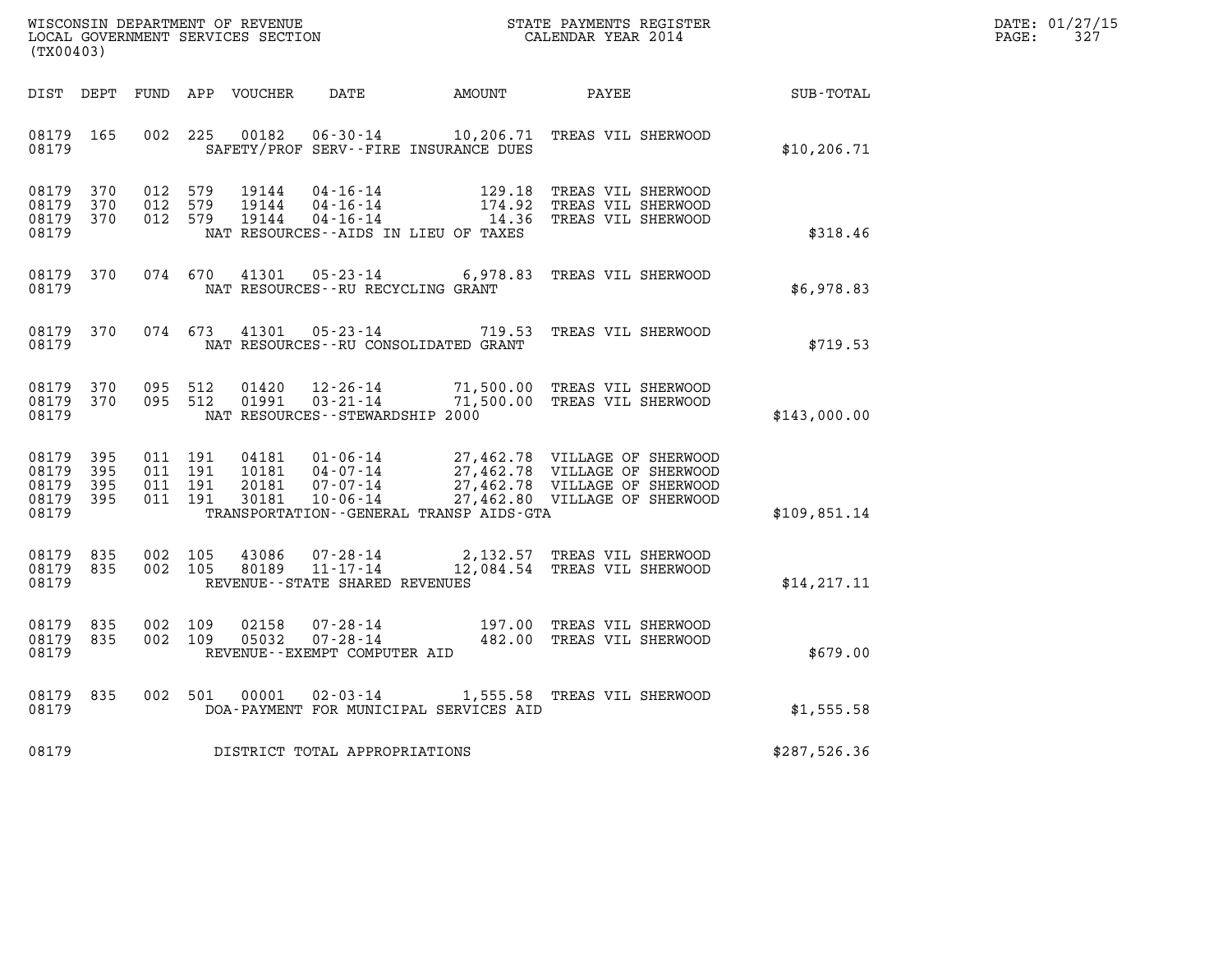WISCONSIN DEPARTMENT OF REVENUE
LOCAL GOVERNMENT SERVICES SECTION
(TX00403)

STATE PAYMENTS REGISTER
CALENDAR YEAR 2014

DATE: 01/27/15
PAGE: 327

| DIST | DEPT | FUND | APP | VOUCHER | DATE | AMOUNT | PAYEE | SUB-TOTAL |
|---|---|---|---|---|---|---|---|---|
| 08179 | 165 | 002 | 225 | 00182 | 06-30-14 | 10,206.71 | TREAS VIL SHERWOOD | |
| 08179 | | | | SAFETY/PROF SERV--FIRE INSURANCE DUES | | | | $10,206.71 |
| 08179 | 370 | 012 | 579 | 19144 | 04-16-14 | 129.18 | TREAS VIL SHERWOOD | |
| 08179 | 370 | 012 | 579 | 19144 | 04-16-14 | 174.92 | TREAS VIL SHERWOOD | |
| 08179 | 370 | 012 | 579 | 19144 | 04-16-14 | 14.36 | TREAS VIL SHERWOOD | |
| 08179 | | | | NAT RESOURCES--AIDS IN LIEU OF TAXES | | | | $318.46 |
| 08179 | 370 | 074 | 670 | 41301 | 05-23-14 | 6,978.83 | TREAS VIL SHERWOOD | |
| 08179 | | | | NAT RESOURCES--RU RECYCLING GRANT | | | | $6,978.83 |
| 08179 | 370 | 074 | 673 | 41301 | 05-23-14 | 719.53 | TREAS VIL SHERWOOD | |
| 08179 | | | | NAT RESOURCES--RU CONSOLIDATED GRANT | | | | $719.53 |
| 08179 | 370 | 095 | 512 | 01420 | 12-26-14 | 71,500.00 | TREAS VIL SHERWOOD | |
| 08179 | 370 | 095 | 512 | 01991 | 03-21-14 | 71,500.00 | TREAS VIL SHERWOOD | |
| 08179 | | | | NAT RESOURCES--STEWARDSHIP 2000 | | | | $143,000.00 |
| 08179 | 395 | 011 | 191 | 04181 | 01-06-14 | 27,462.78 | VILLAGE OF SHERWOOD | |
| 08179 | 395 | 011 | 191 | 10181 | 04-07-14 | 27,462.78 | VILLAGE OF SHERWOOD | |
| 08179 | 395 | 011 | 191 | 20181 | 07-07-14 | 27,462.78 | VILLAGE OF SHERWOOD | |
| 08179 | 395 | 011 | 191 | 30181 | 10-06-14 | 27,462.80 | VILLAGE OF SHERWOOD | |
| 08179 | | | | TRANSPORTATION--GENERAL TRANSP AIDS-GTA | | | | $109,851.14 |
| 08179 | 835 | 002 | 105 | 43086 | 07-28-14 | 2,132.57 | TREAS VIL SHERWOOD | |
| 08179 | 835 | 002 | 105 | 80189 | 11-17-14 | 12,084.54 | TREAS VIL SHERWOOD | |
| 08179 | | | | REVENUE--STATE SHARED REVENUES | | | | $14,217.11 |
| 08179 | 835 | 002 | 109 | 02158 | 07-28-14 | 197.00 | TREAS VIL SHERWOOD | |
| 08179 | 835 | 002 | 109 | 05032 | 07-28-14 | 482.00 | TREAS VIL SHERWOOD | |
| 08179 | | | | REVENUE--EXEMPT COMPUTER AID | | | | $679.00 |
| 08179 | 835 | 002 | 501 | 00001 | 02-03-14 | 1,555.58 | TREAS VIL SHERWOOD | |
| 08179 | | | | DOA-PAYMENT FOR MUNICIPAL SERVICES AID | | | | $1,555.58 |
| 08179 | | | | DISTRICT TOTAL APPROPRIATIONS | | | | $287,526.36 |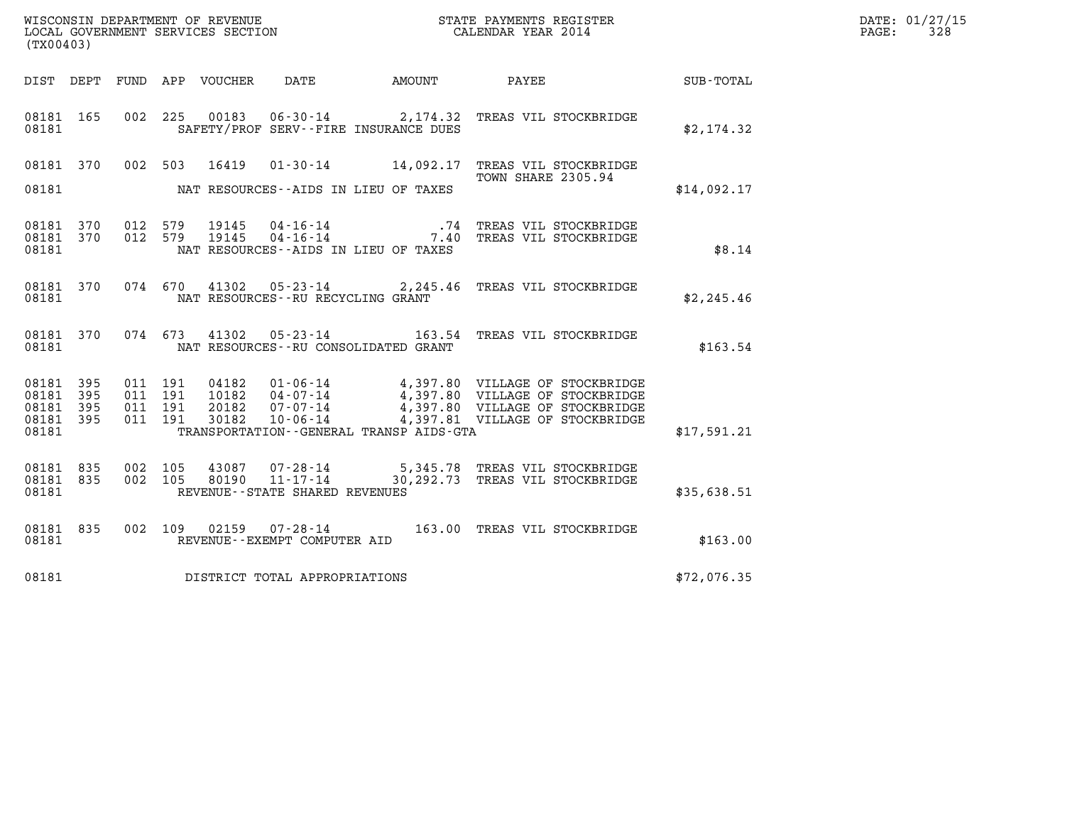WISCONSIN DEPARTMENT OF REVENUE
LOCAL GOVERNMENT SERVICES SECTION
(TX00403)

STATE PAYMENTS REGISTER
CALENDAR YEAR 2014

DATE: 01/27/15
PAGE: 328

| DIST | DEPT | FUND | APP | VOUCHER | DATE | AMOUNT | PAYEE | SUB-TOTAL |
|---|---|---|---|---|---|---|---|---|
| 08181 | 165 | 002 | 225 | 00183 | 06-30-14 | 2,174.32 | TREAS VIL STOCKBRIDGE | |
| 08181 | | | | | SAFETY/PROF SERV--FIRE INSURANCE DUES | | | \$2,174.32 |
| 08181 | 370 | 002 | 503 | 16419 | 01-30-14 | 14,092.17 | TREAS VIL STOCKBRIDGE TOWN SHARE 2305.94 | |
| 08181 | | | | | NAT RESOURCES--AIDS IN LIEU OF TAXES | | | \$14,092.17 |
| 08181 | 370 | 012 | 579 | 19145 | 04-16-14 | .74 | TREAS VIL STOCKBRIDGE | |
| 08181 | 370 | 012 | 579 | 19145 | 04-16-14 | 7.40 | TREAS VIL STOCKBRIDGE | |
| 08181 | | | | | NAT RESOURCES--AIDS IN LIEU OF TAXES | | | \$8.14 |
| 08181 | 370 | 074 | 670 | 41302 | 05-23-14 | 2,245.46 | TREAS VIL STOCKBRIDGE | |
| 08181 | | | | | NAT RESOURCES--RU RECYCLING GRANT | | | \$2,245.46 |
| 08181 | 370 | 074 | 673 | 41302 | 05-23-14 | 163.54 | TREAS VIL STOCKBRIDGE | |
| 08181 | | | | | NAT RESOURCES--RU CONSOLIDATED GRANT | | | \$163.54 |
| 08181 | 395 | 011 | 191 | 04182 | 01-06-14 | 4,397.80 | VILLAGE OF STOCKBRIDGE | |
| 08181 | 395 | 011 | 191 | 10182 | 04-07-14 | 4,397.80 | VILLAGE OF STOCKBRIDGE | |
| 08181 | 395 | 011 | 191 | 20182 | 07-07-14 | 4,397.80 | VILLAGE OF STOCKBRIDGE | |
| 08181 | 395 | 011 | 191 | 30182 | 10-06-14 | 4,397.81 | VILLAGE OF STOCKBRIDGE | |
| 08181 | | | | | TRANSPORTATION--GENERAL TRANSP AIDS-GTA | | | \$17,591.21 |
| 08181 | 835 | 002 | 105 | 43087 | 07-28-14 | 5,345.78 | TREAS VIL STOCKBRIDGE | |
| 08181 | 835 | 002 | 105 | 80190 | 11-17-14 | 30,292.73 | TREAS VIL STOCKBRIDGE | |
| 08181 | | | | | REVENUE--STATE SHARED REVENUES | | | \$35,638.51 |
| 08181 | 835 | 002 | 109 | 02159 | 07-28-14 | 163.00 | TREAS VIL STOCKBRIDGE | |
| 08181 | | | | | REVENUE--EXEMPT COMPUTER AID | | | \$163.00 |
| 08181 | | | | | DISTRICT TOTAL APPROPRIATIONS | | | \$72,076.35 |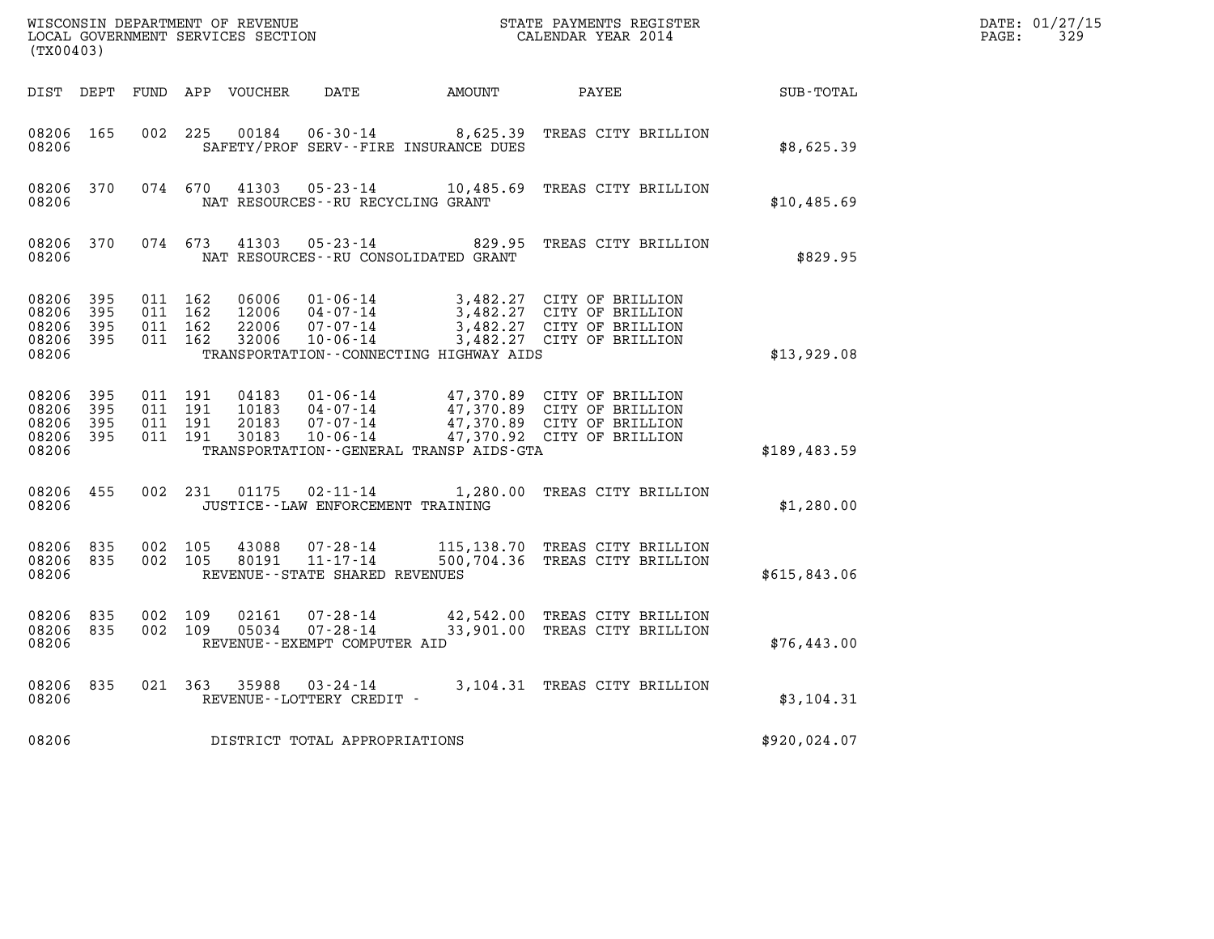WISCONSIN DEPARTMENT OF REVENUE
LOCAL GOVERNMENT SERVICES SECTION
(TX00403)

STATE PAYMENTS REGISTER
CALENDAR YEAR 2014

DATE: 01/27/15
PAGE: 329

| DIST | DEPT | FUND | APP | VOUCHER | DATE | AMOUNT | PAYEE | SUB-TOTAL |
|---|---|---|---|---|---|---|---|---|
| 08206 | 165 | 002 | 225 | 00184 | 06-30-14 | 8,625.39 | TREAS CITY BRILLION | |
| 08206 | | | | | SAFETY/PROF SERV--FIRE INSURANCE DUES | | | $8,625.39 |
| 08206 | 370 | 074 | 670 | 41303 | 05-23-14 | 10,485.69 | TREAS CITY BRILLION | |
| 08206 | | | | | NAT RESOURCES--RU RECYCLING GRANT | | | $10,485.69 |
| 08206 | 370 | 074 | 673 | 41303 | 05-23-14 | 829.95 | TREAS CITY BRILLION | |
| 08206 | | | | | NAT RESOURCES--RU CONSOLIDATED GRANT | | | $829.95 |
| 08206 | 395 | 011 | 162 | 06006 | 01-06-14 | 3,482.27 | CITY OF BRILLION | |
| 08206 | 395 | 011 | 162 | 12006 | 04-07-14 | 3,482.27 | CITY OF BRILLION | |
| 08206 | 395 | 011 | 162 | 22006 | 07-07-14 | 3,482.27 | CITY OF BRILLION | |
| 08206 | 395 | 011 | 162 | 32006 | 10-06-14 | 3,482.27 | CITY OF BRILLION | |
| 08206 | | | | | TRANSPORTATION--CONNECTING HIGHWAY AIDS | | | $13,929.08 |
| 08206 | 395 | 011 | 191 | 04183 | 01-06-14 | 47,370.89 | CITY OF BRILLION | |
| 08206 | 395 | 011 | 191 | 10183 | 04-07-14 | 47,370.89 | CITY OF BRILLION | |
| 08206 | 395 | 011 | 191 | 20183 | 07-07-14 | 47,370.89 | CITY OF BRILLION | |
| 08206 | 395 | 011 | 191 | 30183 | 10-06-14 | 47,370.92 | CITY OF BRILLION | |
| 08206 | | | | | TRANSPORTATION--GENERAL TRANSP AIDS-GTA | | | $189,483.59 |
| 08206 | 455 | 002 | 231 | 01175 | 02-11-14 | 1,280.00 | TREAS CITY BRILLION | |
| 08206 | | | | | JUSTICE--LAW ENFORCEMENT TRAINING | | | $1,280.00 |
| 08206 | 835 | 002 | 105 | 43088 | 07-28-14 | 115,138.70 | TREAS CITY BRILLION | |
| 08206 | 835 | 002 | 105 | 80191 | 11-17-14 | 500,704.36 | TREAS CITY BRILLION | |
| 08206 | | | | | REVENUE--STATE SHARED REVENUES | | | $615,843.06 |
| 08206 | 835 | 002 | 109 | 02161 | 07-28-14 | 42,542.00 | TREAS CITY BRILLION | |
| 08206 | 835 | 002 | 109 | 05034 | 07-28-14 | 33,901.00 | TREAS CITY BRILLION | |
| 08206 | | | | | REVENUE--EXEMPT COMPUTER AID | | | $76,443.00 |
| 08206 | 835 | 021 | 363 | 35988 | 03-24-14 | 3,104.31 | TREAS CITY BRILLION | |
| 08206 | | | | | REVENUE--LOTTERY CREDIT - | | | $3,104.31 |
| 08206 | | | | | DISTRICT TOTAL APPROPRIATIONS | | | $920,024.07 |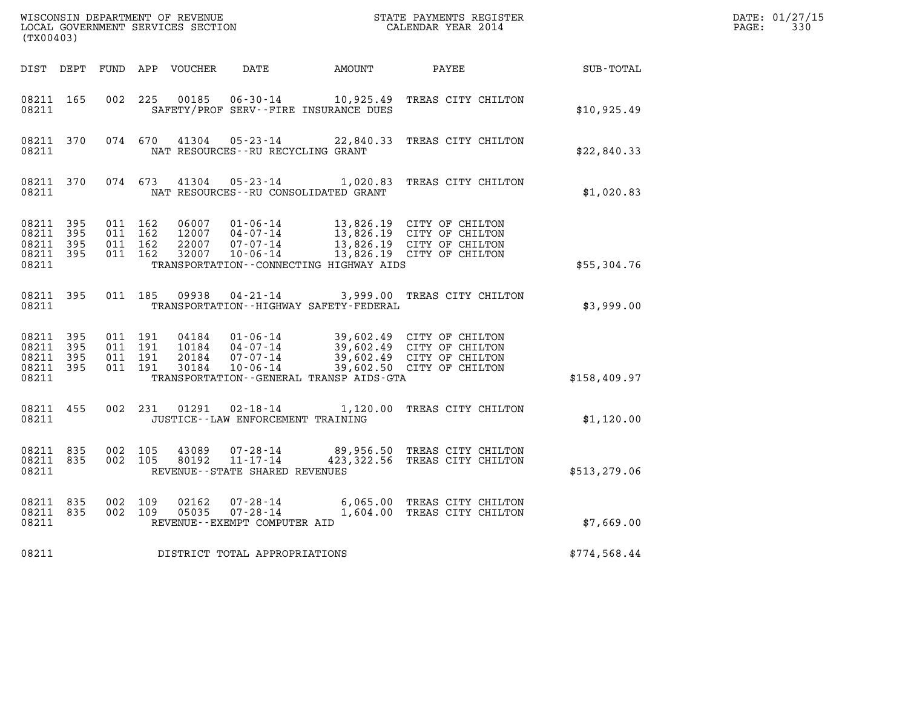WISCONSIN DEPARTMENT OF REVENUE
LOCAL GOVERNMENT SERVICES SECTION
(TX00403)

STATE PAYMENTS REGISTER
CALENDAR YEAR 2014

DATE: 01/27/15
PAGE: 330

| DIST | DEPT | FUND | APP | VOUCHER | DATE | AMOUNT | PAYEE | SUB-TOTAL |
|---|---|---|---|---|---|---|---|---|
| 08211 | 165 | 002 | 225 | 00185 | 06-30-14 | 10,925.49 | TREAS CITY CHILTON | |
| 08211 | | | | | SAFETY/PROF SERV--FIRE INSURANCE DUES | | | $10,925.49 |
| 08211 | 370 | 074 | 670 | 41304 | 05-23-14 | 22,840.33 | TREAS CITY CHILTON | |
| 08211 | | | | | NAT RESOURCES--RU RECYCLING GRANT | | | $22,840.33 |
| 08211 | 370 | 074 | 673 | 41304 | 05-23-14 | 1,020.83 | TREAS CITY CHILTON | |
| 08211 | | | | | NAT RESOURCES--RU CONSOLIDATED GRANT | | | $1,020.83 |
| 08211 | 395 | 011 | 162 | 06007 | 01-06-14 | 13,826.19 | CITY OF CHILTON | |
| 08211 | 395 | 011 | 162 | 12007 | 04-07-14 | 13,826.19 | CITY OF CHILTON | |
| 08211 | 395 | 011 | 162 | 22007 | 07-07-14 | 13,826.19 | CITY OF CHILTON | |
| 08211 | 395 | 011 | 162 | 32007 | 10-06-14 | 13,826.19 | CITY OF CHILTON | |
| 08211 | | | | | TRANSPORTATION--CONNECTING HIGHWAY AIDS | | | $55,304.76 |
| 08211 | 395 | 011 | 185 | 09938 | 04-21-14 | 3,999.00 | TREAS CITY CHILTON | |
| 08211 | | | | | TRANSPORTATION--HIGHWAY SAFETY-FEDERAL | | | $3,999.00 |
| 08211 | 395 | 011 | 191 | 04184 | 01-06-14 | 39,602.49 | CITY OF CHILTON | |
| 08211 | 395 | 011 | 191 | 10184 | 04-07-14 | 39,602.49 | CITY OF CHILTON | |
| 08211 | 395 | 011 | 191 | 20184 | 07-07-14 | 39,602.49 | CITY OF CHILTON | |
| 08211 | 395 | 011 | 191 | 30184 | 10-06-14 | 39,602.50 | CITY OF CHILTON | |
| 08211 | | | | | TRANSPORTATION--GENERAL TRANSP AIDS-GTA | | | $158,409.97 |
| 08211 | 455 | 002 | 231 | 01291 | 02-18-14 | 1,120.00 | TREAS CITY CHILTON | |
| 08211 | | | | | JUSTICE--LAW ENFORCEMENT TRAINING | | | $1,120.00 |
| 08211 | 835 | 002 | 105 | 43089 | 07-28-14 | 89,956.50 | TREAS CITY CHILTON | |
| 08211 | 835 | 002 | 105 | 80192 | 11-17-14 | 423,322.56 | TREAS CITY CHILTON | |
| 08211 | | | | | REVENUE--STATE SHARED REVENUES | | | $513,279.06 |
| 08211 | 835 | 002 | 109 | 02162 | 07-28-14 | 6,065.00 | TREAS CITY CHILTON | |
| 08211 | 835 | 002 | 109 | 05035 | 07-28-14 | 1,604.00 | TREAS CITY CHILTON | |
| 08211 | | | | | REVENUE--EXEMPT COMPUTER AID | | | $7,669.00 |
| 08211 | | | | | DISTRICT TOTAL APPROPRIATIONS | | | $774,568.44 |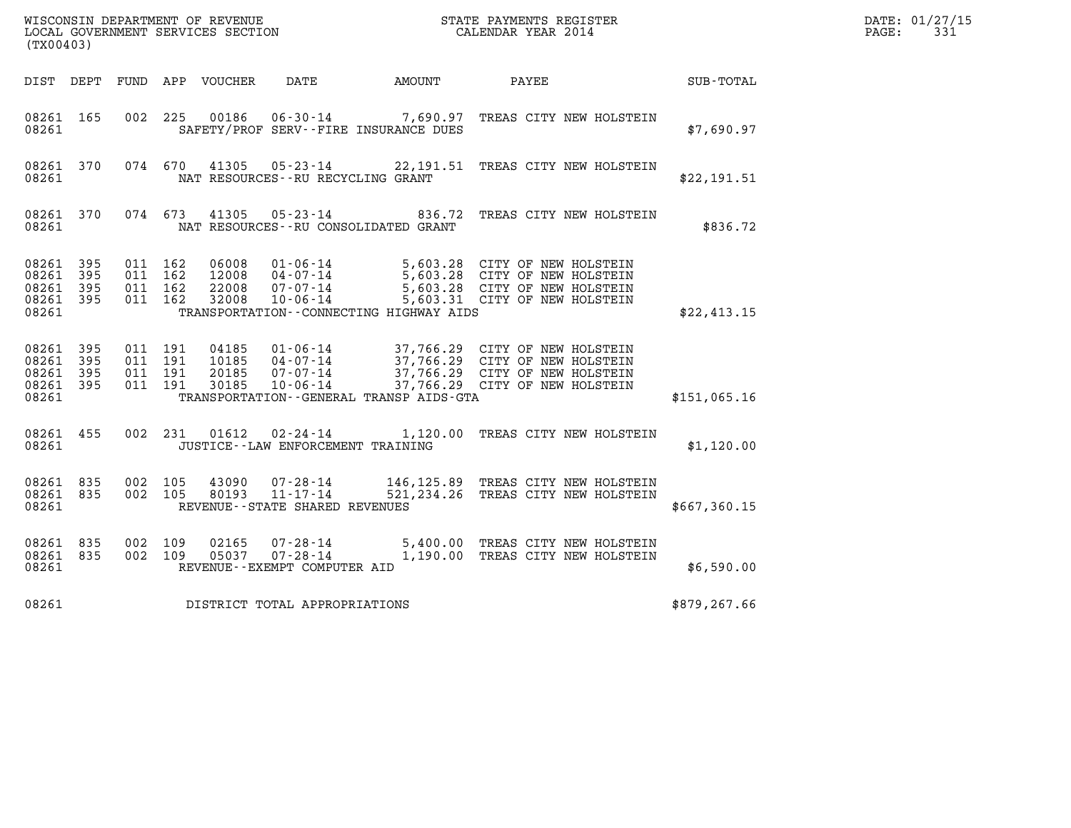WISCONSIN DEPARTMENT OF REVENUE
LOCAL GOVERNMENT SERVICES SECTION
(TX00403)

STATE PAYMENTS REGISTER
CALENDAR YEAR 2014

DATE: 01/27/15
PAGE: 331

| DIST | DEPT | FUND | APP | VOUCHER | DATE | AMOUNT | PAYEE | SUB-TOTAL |
|---|---|---|---|---|---|---|---|---|
| 08261 | 165 | 002 | 225 | 00186 | 06-30-14 | 7,690.97 | TREAS CITY NEW HOLSTEIN | |
| 08261 | | | | SAFETY/PROF SERV--FIRE INSURANCE DUES | | | | $7,690.97 |
| 08261 | 370 | 074 | 670 | 41305 | 05-23-14 | 22,191.51 | TREAS CITY NEW HOLSTEIN | |
| 08261 | | | | NAT RESOURCES--RU RECYCLING GRANT | | | | $22,191.51 |
| 08261 | 370 | 074 | 673 | 41305 | 05-23-14 | 836.72 | TREAS CITY NEW HOLSTEIN | |
| 08261 | | | | NAT RESOURCES--RU CONSOLIDATED GRANT | | | | $836.72 |
| 08261 | 395 | 011 | 162 | 06008 | 01-06-14 | 5,603.28 | CITY OF NEW HOLSTEIN | |
| 08261 | 395 | 011 | 162 | 12008 | 04-07-14 | 5,603.28 | CITY OF NEW HOLSTEIN | |
| 08261 | 395 | 011 | 162 | 22008 | 07-07-14 | 5,603.28 | CITY OF NEW HOLSTEIN | |
| 08261 | 395 | 011 | 162 | 32008 | 10-06-14 | 5,603.31 | CITY OF NEW HOLSTEIN | |
| 08261 | | | | TRANSPORTATION--CONNECTING HIGHWAY AIDS | | | | $22,413.15 |
| 08261 | 395 | 011 | 191 | 04185 | 01-06-14 | 37,766.29 | CITY OF NEW HOLSTEIN | |
| 08261 | 395 | 011 | 191 | 10185 | 04-07-14 | 37,766.29 | CITY OF NEW HOLSTEIN | |
| 08261 | 395 | 011 | 191 | 20185 | 07-07-14 | 37,766.29 | CITY OF NEW HOLSTEIN | |
| 08261 | 395 | 011 | 191 | 30185 | 10-06-14 | 37,766.29 | CITY OF NEW HOLSTEIN | |
| 08261 | | | | TRANSPORTATION--GENERAL TRANSP AIDS-GTA | | | | $151,065.16 |
| 08261 | 455 | 002 | 231 | 01612 | 02-24-14 | 1,120.00 | TREAS CITY NEW HOLSTEIN | |
| 08261 | | | | JUSTICE--LAW ENFORCEMENT TRAINING | | | | $1,120.00 |
| 08261 | 835 | 002 | 105 | 43090 | 07-28-14 | 146,125.89 | TREAS CITY NEW HOLSTEIN | |
| 08261 | 835 | 002 | 105 | 80193 | 11-17-14 | 521,234.26 | TREAS CITY NEW HOLSTEIN | |
| 08261 | | | | REVENUE--STATE SHARED REVENUES | | | | $667,360.15 |
| 08261 | 835 | 002 | 109 | 02165 | 07-28-14 | 5,400.00 | TREAS CITY NEW HOLSTEIN | |
| 08261 | 835 | 002 | 109 | 05037 | 07-28-14 | 1,190.00 | TREAS CITY NEW HOLSTEIN | |
| 08261 | | | | REVENUE--EXEMPT COMPUTER AID | | | | $6,590.00 |
| 08261 | | | | DISTRICT TOTAL APPROPRIATIONS | | | | $879,267.66 |